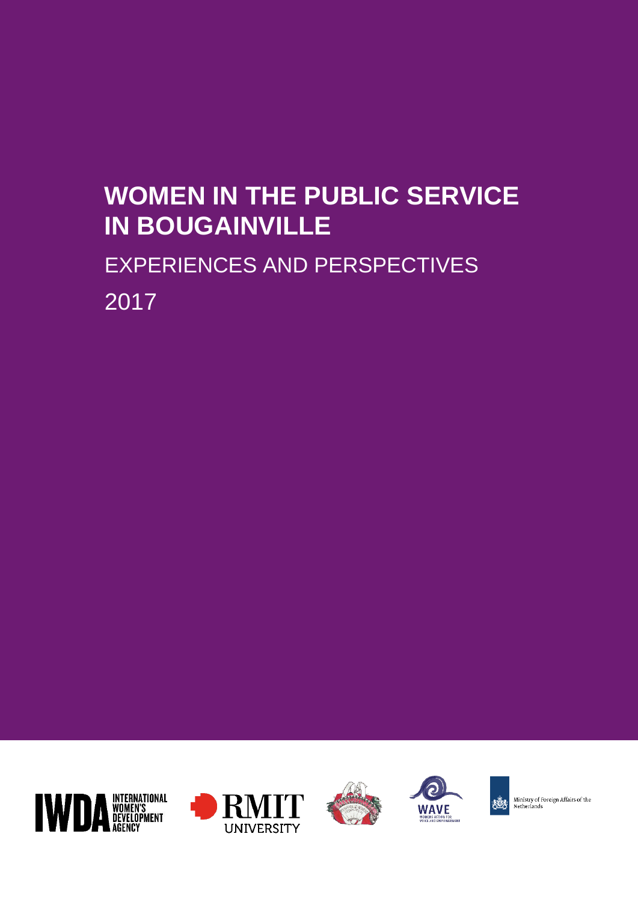# WOMEN IN THE PUBLIC SERVICE IN BOUGAINVILLE

EXPERIENCES AND PERSPECTIVES

2017

INTERNATIONAL WOMEN'S DEVELOPMENT AGENCY

RMIT UNIVERSITY

WAVE WOMENS ACTION FOR VOICE AND EMPOWERMENT

Ministry of Foreign Affairs of the Netherlands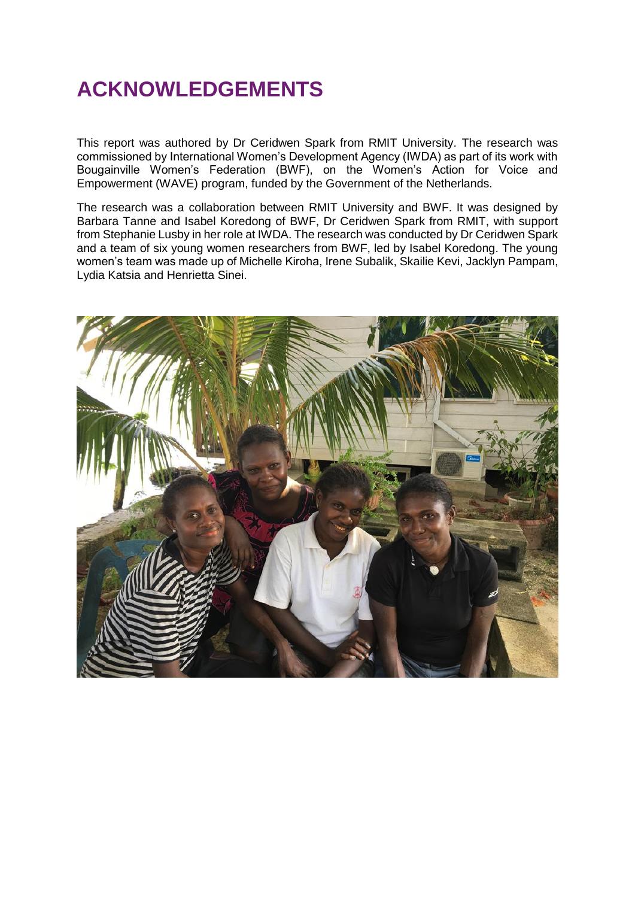# ACKNOWLEDGEMENTS

This report was authored by Dr Ceridwen Spark from RMIT University. The research was commissioned by International Women's Development Agency (IWDA) as part of its work with Bougainville Women's Federation (BWF), on the Women's Action for Voice and Empowerment (WAVE) program, funded by the Government of the Netherlands.

The research was a collaboration between RMIT University and BWF. It was designed by Barbara Tanne and Isabel Koredong of BWF, Dr Ceridwen Spark from RMIT, with support from Stephanie Lusby in her role at IWDA. The research was conducted by Dr Ceridwen Spark and a team of six young women researchers from BWF, led by Isabel Koredong. The young women's team was made up of Michelle Kiroha, Irene Subalik, Skailie Kevi, Jacklyn Pampam, Lydia Katsia and Henrietta Sinei.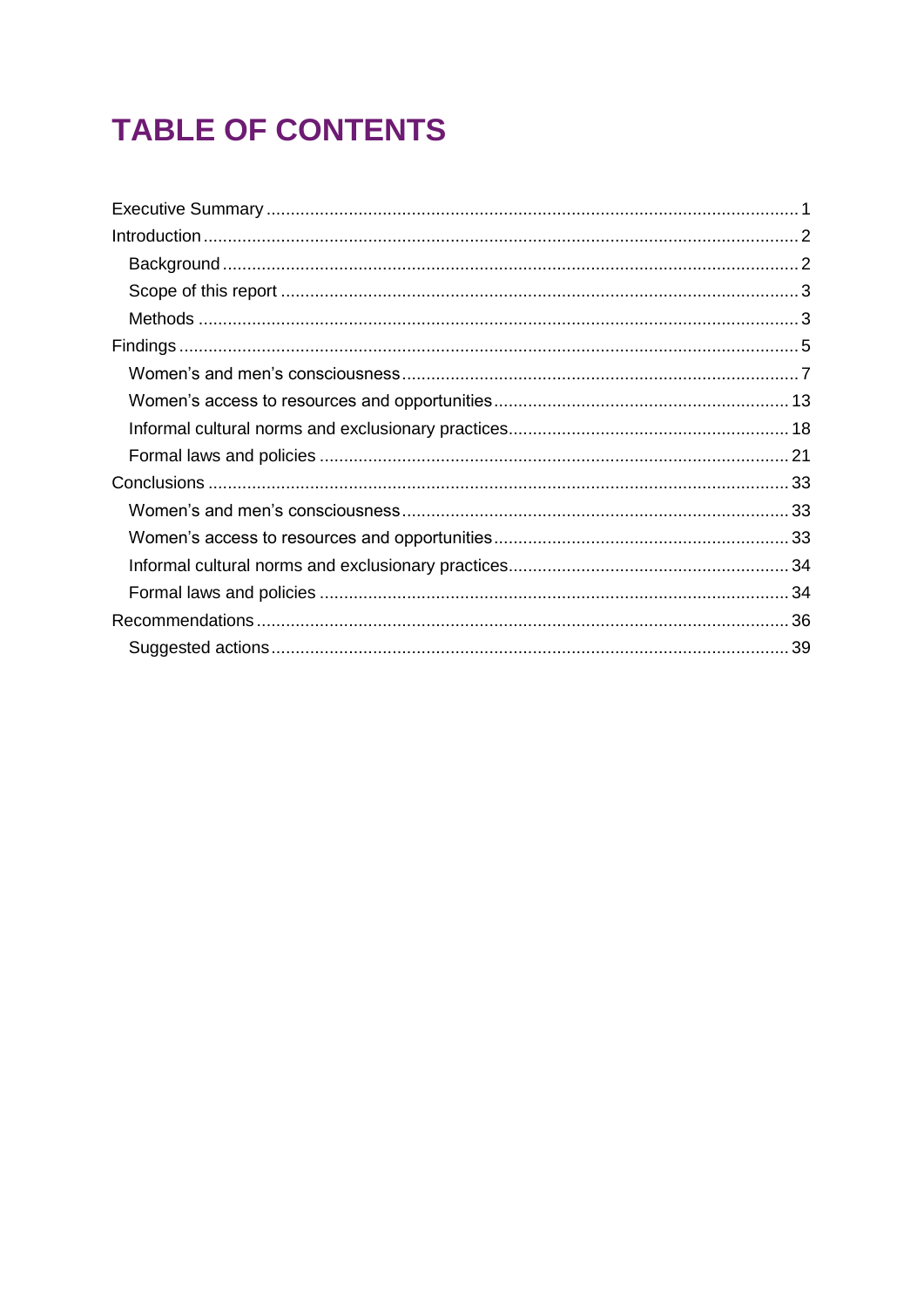# TABLE OF CONTENTS

Executive Summary .......... 1

Introduction .......... 2

- Background .......... 2
- Scope of this report .......... 3
- Methods .......... 3

Findings .......... 5

- Women's and men's consciousness .......... 7
- Women's access to resources and opportunities .......... 13
- Informal cultural norms and exclusionary practices .......... 18
- Formal laws and policies .......... 21

Conclusions .......... 33

- Women's and men's consciousness .......... 33
- Women's access to resources and opportunities .......... 33
- Informal cultural norms and exclusionary practices .......... 34
- Formal laws and policies .......... 34

Recommendations .......... 36

- Suggested actions .......... 39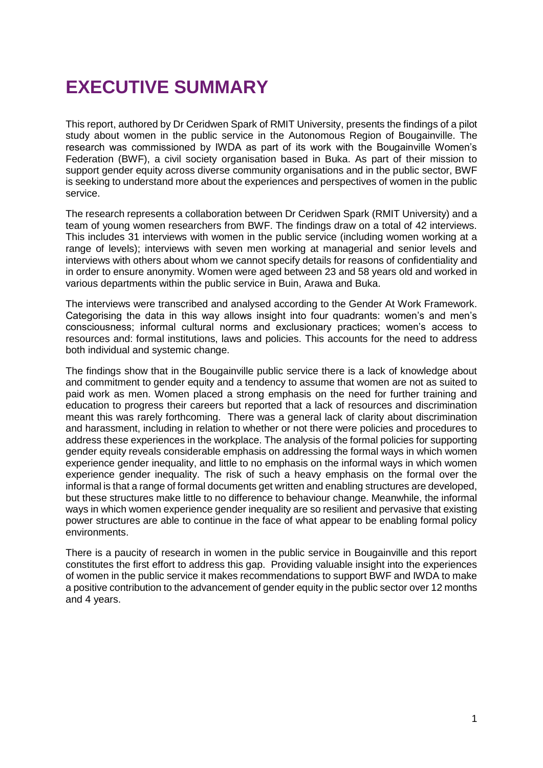# EXECUTIVE SUMMARY

This report, authored by Dr Ceridwen Spark of RMIT University, presents the findings of a pilot study about women in the public service in the Autonomous Region of Bougainville. The research was commissioned by IWDA as part of its work with the Bougainville Women's Federation (BWF), a civil society organisation based in Buka. As part of their mission to support gender equity across diverse community organisations and in the public sector, BWF is seeking to understand more about the experiences and perspectives of women in the public service.

The research represents a collaboration between Dr Ceridwen Spark (RMIT University) and a team of young women researchers from BWF. The findings draw on a total of 42 interviews. This includes 31 interviews with women in the public service (including women working at a range of levels); interviews with seven men working at managerial and senior levels and interviews with others about whom we cannot specify details for reasons of confidentiality and in order to ensure anonymity. Women were aged between 23 and 58 years old and worked in various departments within the public service in Buin, Arawa and Buka.

The interviews were transcribed and analysed according to the Gender At Work Framework. Categorising the data in this way allows insight into four quadrants: women's and men's consciousness; informal cultural norms and exclusionary practices; women's access to resources and: formal institutions, laws and policies. This accounts for the need to address both individual and systemic change.

The findings show that in the Bougainville public service there is a lack of knowledge about and commitment to gender equity and a tendency to assume that women are not as suited to paid work as men. Women placed a strong emphasis on the need for further training and education to progress their careers but reported that a lack of resources and discrimination meant this was rarely forthcoming. There was a general lack of clarity about discrimination and harassment, including in relation to whether or not there were policies and procedures to address these experiences in the workplace. The analysis of the formal policies for supporting gender equity reveals considerable emphasis on addressing the formal ways in which women experience gender inequality, and little to no emphasis on the informal ways in which women experience gender inequality. The risk of such a heavy emphasis on the formal over the informal is that a range of formal documents get written and enabling structures are developed, but these structures make little to no difference to behaviour change. Meanwhile, the informal ways in which women experience gender inequality are so resilient and pervasive that existing power structures are able to continue in the face of what appear to be enabling formal policy environments.

There is a paucity of research in women in the public service in Bougainville and this report constitutes the first effort to address this gap. Providing valuable insight into the experiences of women in the public service it makes recommendations to support BWF and IWDA to make a positive contribution to the advancement of gender equity in the public sector over 12 months and 4 years.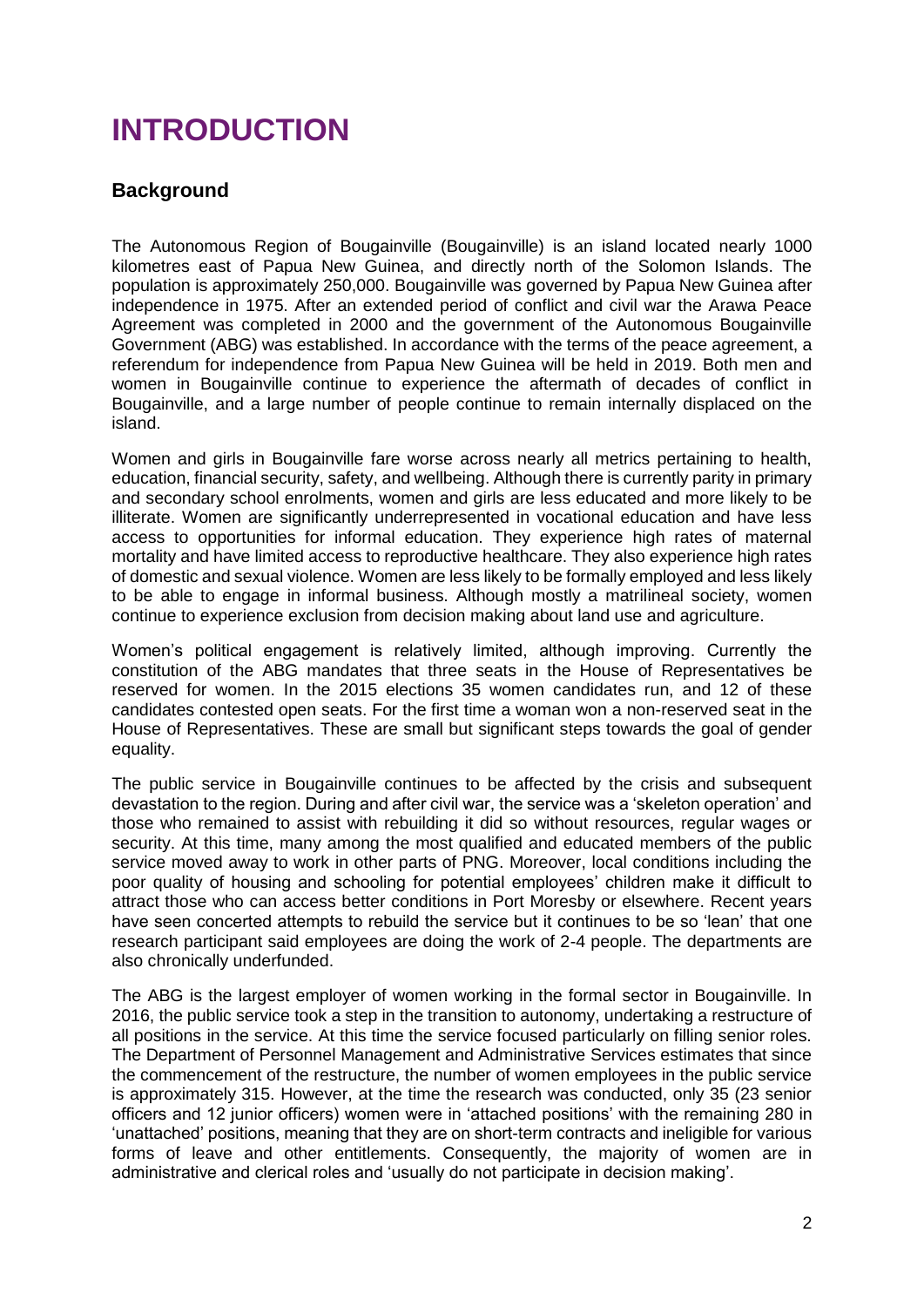# INTRODUCTION

## Background

The Autonomous Region of Bougainville (Bougainville) is an island located nearly 1000 kilometres east of Papua New Guinea, and directly north of the Solomon Islands. The population is approximately 250,000. Bougainville was governed by Papua New Guinea after independence in 1975. After an extended period of conflict and civil war the Arawa Peace Agreement was completed in 2000 and the government of the Autonomous Bougainville Government (ABG) was established. In accordance with the terms of the peace agreement, a referendum for independence from Papua New Guinea will be held in 2019. Both men and women in Bougainville continue to experience the aftermath of decades of conflict in Bougainville, and a large number of people continue to remain internally displaced on the island.

Women and girls in Bougainville fare worse across nearly all metrics pertaining to health, education, financial security, safety, and wellbeing. Although there is currently parity in primary and secondary school enrolments, women and girls are less educated and more likely to be illiterate. Women are significantly underrepresented in vocational education and have less access to opportunities for informal education. They experience high rates of maternal mortality and have limited access to reproductive healthcare. They also experience high rates of domestic and sexual violence. Women are less likely to be formally employed and less likely to be able to engage in informal business. Although mostly a matrilineal society, women continue to experience exclusion from decision making about land use and agriculture.

Women's political engagement is relatively limited, although improving. Currently the constitution of the ABG mandates that three seats in the House of Representatives be reserved for women. In the 2015 elections 35 women candidates run, and 12 of these candidates contested open seats. For the first time a woman won a non-reserved seat in the House of Representatives. These are small but significant steps towards the goal of gender equality.

The public service in Bougainville continues to be affected by the crisis and subsequent devastation to the region. During and after civil war, the service was a 'skeleton operation' and those who remained to assist with rebuilding it did so without resources, regular wages or security. At this time, many among the most qualified and educated members of the public service moved away to work in other parts of PNG. Moreover, local conditions including the poor quality of housing and schooling for potential employees' children make it difficult to attract those who can access better conditions in Port Moresby or elsewhere. Recent years have seen concerted attempts to rebuild the service but it continues to be so 'lean' that one research participant said employees are doing the work of 2-4 people. The departments are also chronically underfunded.

The ABG is the largest employer of women working in the formal sector in Bougainville. In 2016, the public service took a step in the transition to autonomy, undertaking a restructure of all positions in the service. At this time the service focused particularly on filling senior roles. The Department of Personnel Management and Administrative Services estimates that since the commencement of the restructure, the number of women employees in the public service is approximately 315. However, at the time the research was conducted, only 35 (23 senior officers and 12 junior officers) women were in 'attached positions' with the remaining 280 in 'unattached' positions, meaning that they are on short-term contracts and ineligible for various forms of leave and other entitlements. Consequently, the majority of women are in administrative and clerical roles and 'usually do not participate in decision making'.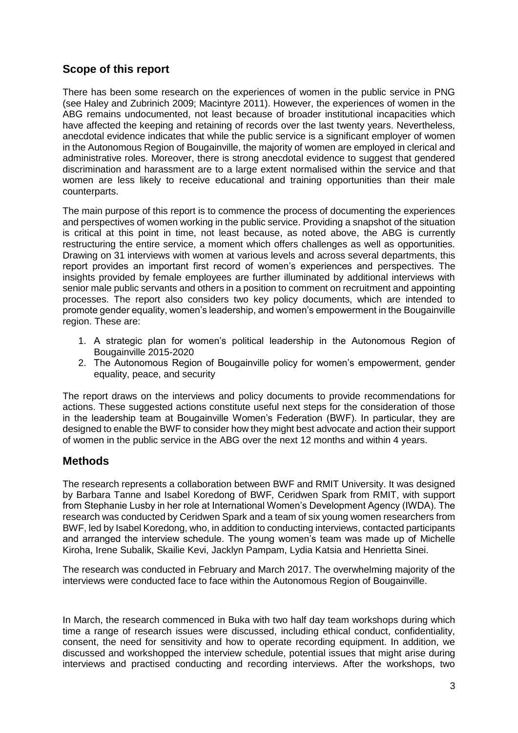## Scope of this report

There has been some research on the experiences of women in the public service in PNG (see Haley and Zubrinich 2009; Macintyre 2011). However, the experiences of women in the ABG remains undocumented, not least because of broader institutional incapacities which have affected the keeping and retaining of records over the last twenty years. Nevertheless, anecdotal evidence indicates that while the public service is a significant employer of women in the Autonomous Region of Bougainville, the majority of women are employed in clerical and administrative roles. Moreover, there is strong anecdotal evidence to suggest that gendered discrimination and harassment are to a large extent normalised within the service and that women are less likely to receive educational and training opportunities than their male counterparts.

The main purpose of this report is to commence the process of documenting the experiences and perspectives of women working in the public service. Providing a snapshot of the situation is critical at this point in time, not least because, as noted above, the ABG is currently restructuring the entire service, a moment which offers challenges as well as opportunities. Drawing on 31 interviews with women at various levels and across several departments, this report provides an important first record of women's experiences and perspectives. The insights provided by female employees are further illuminated by additional interviews with senior male public servants and others in a position to comment on recruitment and appointing processes. The report also considers two key policy documents, which are intended to promote gender equality, women's leadership, and women's empowerment in the Bougainville region. These are:

1. A strategic plan for women's political leadership in the Autonomous Region of Bougainville 2015-2020
2. The Autonomous Region of Bougainville policy for women's empowerment, gender equality, peace, and security

The report draws on the interviews and policy documents to provide recommendations for actions. These suggested actions constitute useful next steps for the consideration of those in the leadership team at Bougainville Women's Federation (BWF). In particular, they are designed to enable the BWF to consider how they might best advocate and action their support of women in the public service in the ABG over the next 12 months and within 4 years.

## Methods

The research represents a collaboration between BWF and RMIT University. It was designed by Barbara Tanne and Isabel Koredong of BWF, Ceridwen Spark from RMIT, with support from Stephanie Lusby in her role at International Women's Development Agency (IWDA). The research was conducted by Ceridwen Spark and a team of six young women researchers from BWF, led by Isabel Koredong, who, in addition to conducting interviews, contacted participants and arranged the interview schedule. The young women's team was made up of Michelle Kiroha, Irene Subalik, Skailie Kevi, Jacklyn Pampam, Lydia Katsia and Henrietta Sinei.

The research was conducted in February and March 2017. The overwhelming majority of the interviews were conducted face to face within the Autonomous Region of Bougainville.

In March, the research commenced in Buka with two half day team workshops during which time a range of research issues were discussed, including ethical conduct, confidentiality, consent, the need for sensitivity and how to operate recording equipment. In addition, we discussed and workshopped the interview schedule, potential issues that might arise during interviews and practised conducting and recording interviews. After the workshops, two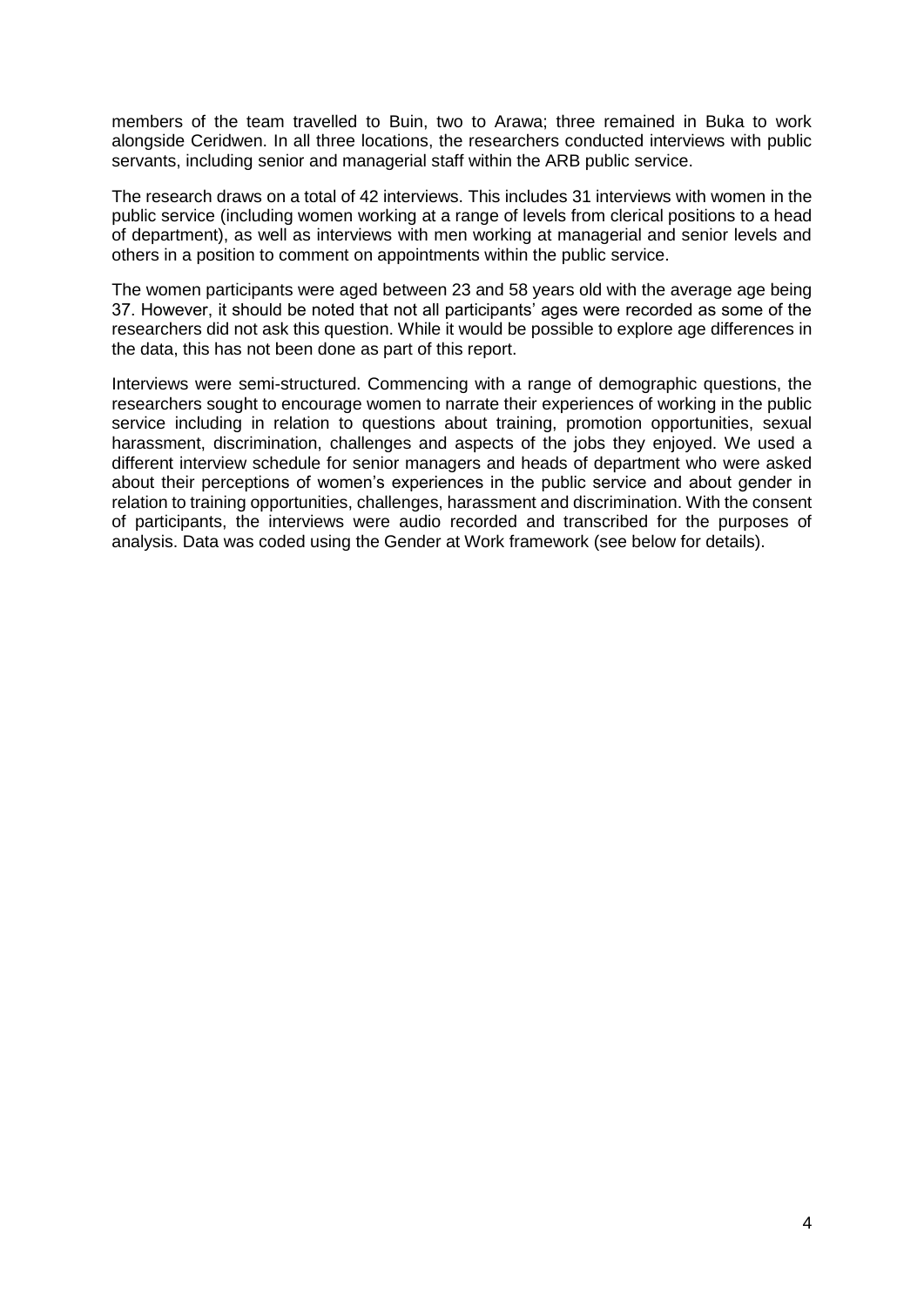members of the team travelled to Buin, two to Arawa; three remained in Buka to work alongside Ceridwen. In all three locations, the researchers conducted interviews with public servants, including senior and managerial staff within the ARB public service.

The research draws on a total of 42 interviews. This includes 31 interviews with women in the public service (including women working at a range of levels from clerical positions to a head of department), as well as interviews with men working at managerial and senior levels and others in a position to comment on appointments within the public service.

The women participants were aged between 23 and 58 years old with the average age being 37. However, it should be noted that not all participants' ages were recorded as some of the researchers did not ask this question. While it would be possible to explore age differences in the data, this has not been done as part of this report.

Interviews were semi-structured. Commencing with a range of demographic questions, the researchers sought to encourage women to narrate their experiences of working in the public service including in relation to questions about training, promotion opportunities, sexual harassment, discrimination, challenges and aspects of the jobs they enjoyed. We used a different interview schedule for senior managers and heads of department who were asked about their perceptions of women's experiences in the public service and about gender in relation to training opportunities, challenges, harassment and discrimination. With the consent of participants, the interviews were audio recorded and transcribed for the purposes of analysis. Data was coded using the Gender at Work framework (see below for details).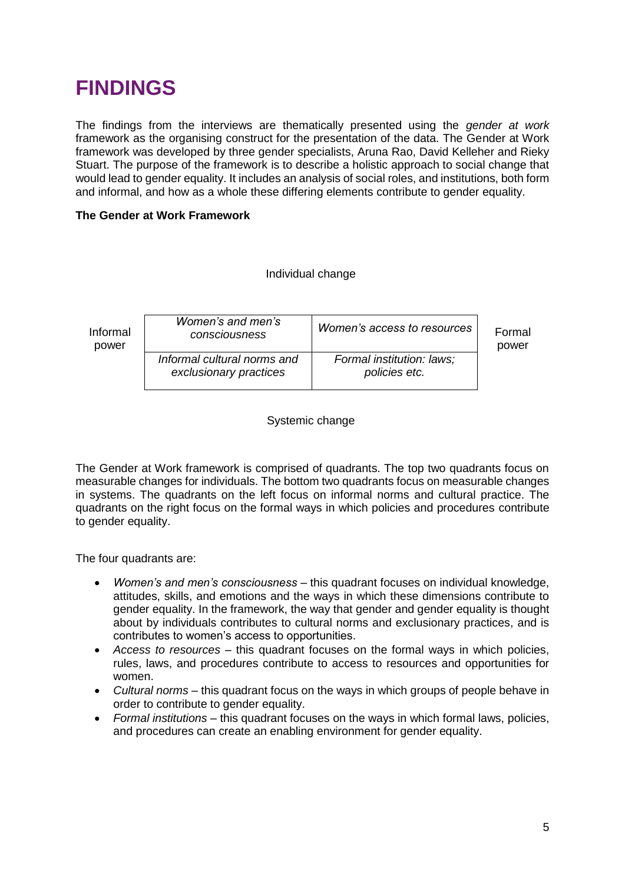# FINDINGS

The findings from the interviews are thematically presented using the *gender at work* framework as the organising construct for the presentation of the data. The Gender at Work framework was developed by three gender specialists, Aruna Rao, David Kelleher and Rieky Stuart. The purpose of the framework is to describe a holistic approach to social change that would lead to gender equality. It includes an analysis of social roles, and institutions, both form and informal, and how as a whole these differing elements contribute to gender equality.

**The Gender at Work Framework**

Individual change

| Informal power | *Women's and men's consciousness* | *Women's access to resources* | Formal power |
|---|---|---|---|
| | *Informal cultural norms and exclusionary practices* | *Formal institution: laws; policies etc.* | |

Systemic change

The Gender at Work framework is comprised of quadrants. The top two quadrants focus on measurable changes for individuals. The bottom two quadrants focus on measurable changes in systems. The quadrants on the left focus on informal norms and cultural practice. The quadrants on the right focus on the formal ways in which policies and procedures contribute to gender equality.

The four quadrants are:

- *Women's and men's consciousness* – this quadrant focuses on individual knowledge, attitudes, skills, and emotions and the ways in which these dimensions contribute to gender equality. In the framework, the way that gender and gender equality is thought about by individuals contributes to cultural norms and exclusionary practices, and is contributes to women's access to opportunities.
- *Access to resources* – this quadrant focuses on the formal ways in which policies, rules, laws, and procedures contribute to access to resources and opportunities for women.
- *Cultural norms* – this quadrant focus on the ways in which groups of people behave in order to contribute to gender equality.
- *Formal institutions* – this quadrant focuses on the ways in which formal laws, policies, and procedures can create an enabling environment for gender equality.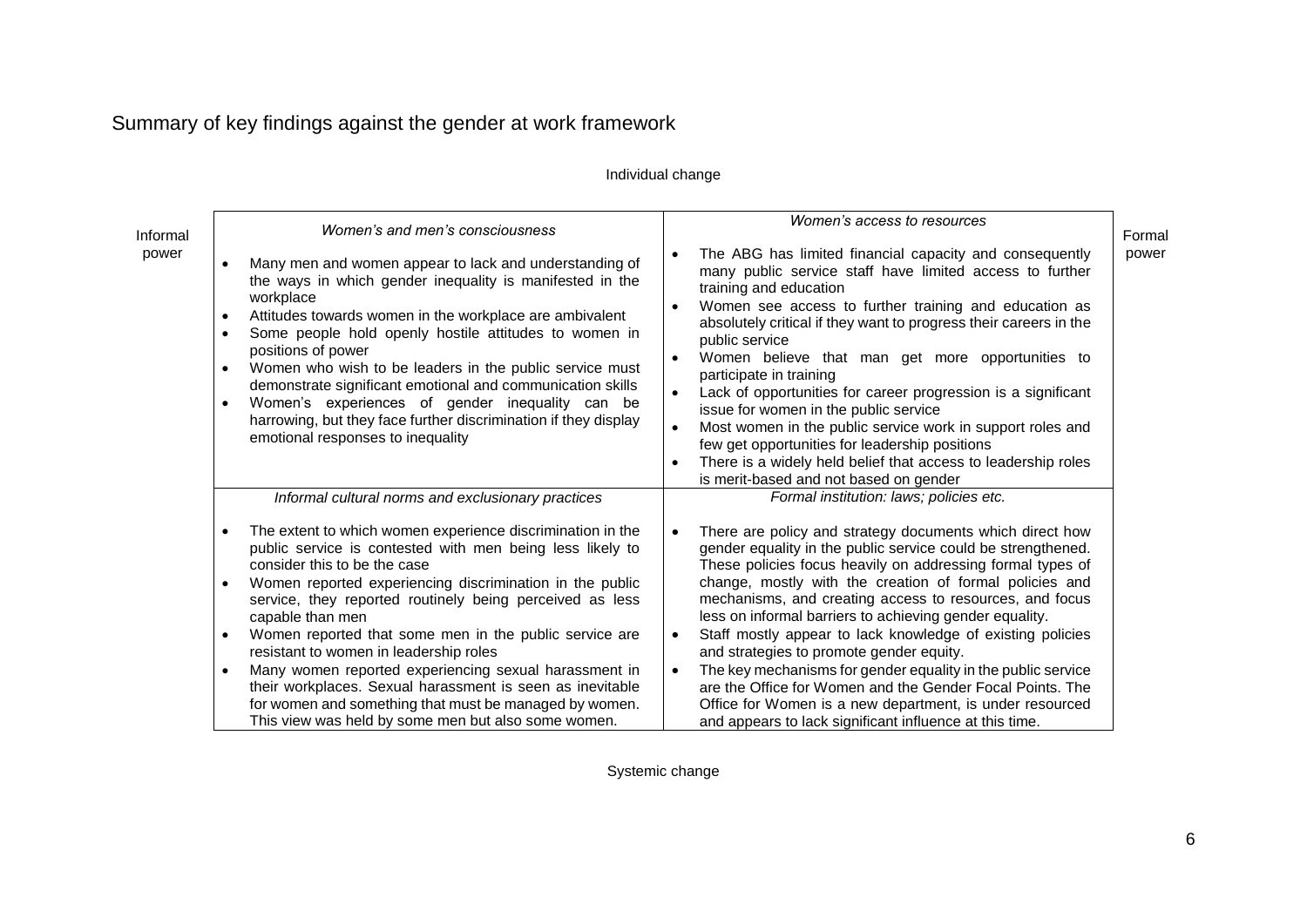# Summary of key findings against the gender at work framework

Individual change

| Informal power | | Formal power |
|---|---|---|
| *Women's and men's consciousness* | *Women's access to resources* | |
| • Many men and women appear to lack and understanding of the ways in which gender inequality is manifested in the workplace<br>• Attitudes towards women in the workplace are ambivalent<br>• Some people hold openly hostile attitudes to women in positions of power<br>• Women who wish to be leaders in the public service must demonstrate significant emotional and communication skills<br>• Women's experiences of gender inequality can be harrowing, but they face further discrimination if they display emotional responses to inequality | • The ABG has limited financial capacity and consequently many public service staff have limited access to further training and education<br>• Women see access to further training and education as absolutely critical if they want to progress their careers in the public service<br>• Women believe that man get more opportunities to participate in training<br>• Lack of opportunities for career progression is a significant issue for women in the public service<br>• Most women in the public service work in support roles and few get opportunities for leadership positions<br>• There is a widely held belief that access to leadership roles is merit-based and not based on gender | |
| *Informal cultural norms and exclusionary practices* | *Formal institution: laws; policies etc.* | |
| • The extent to which women experience discrimination in the public service is contested with men being less likely to consider this to be the case<br>• Women reported experiencing discrimination in the public service, they reported routinely being perceived as less capable than men<br>• Women reported that some men in the public service are resistant to women in leadership roles<br>• Many women reported experiencing sexual harassment in their workplaces. Sexual harassment is seen as inevitable for women and something that must be managed by women. This view was held by some men but also some women. | • There are policy and strategy documents which direct how gender equality in the public service could be strengthened. These policies focus heavily on addressing formal types of change, mostly with the creation of formal policies and mechanisms, and creating access to resources, and focus less on informal barriers to achieving gender equality.<br>• Staff mostly appear to lack knowledge of existing policies and strategies to promote gender equity.<br>• The key mechanisms for gender equality in the public service are the Office for Women and the Gender Focal Points. The Office for Women is a new department, is under resourced and appears to lack significant influence at this time. | |

Systemic change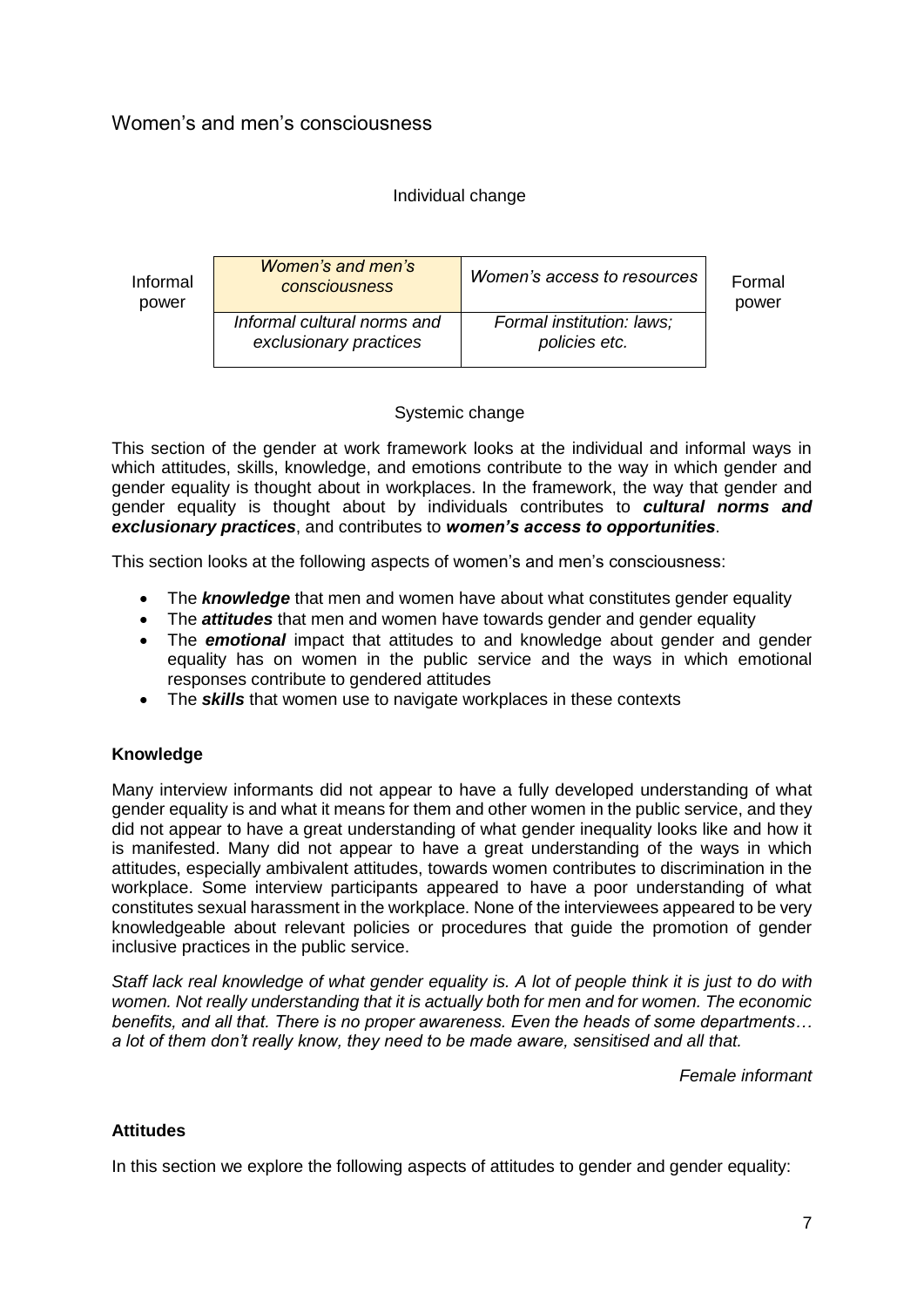## Women's and men's consciousness

Individual change

| Informal power | *Women's and men's consciousness* | *Women's access to resources* | Formal power |
|---|---|---|---|
| | *Informal cultural norms and exclusionary practices* | *Formal institution: laws; policies etc.* | |

Systemic change

This section of the gender at work framework looks at the individual and informal ways in which attitudes, skills, knowledge, and emotions contribute to the way in which gender and gender equality is thought about in workplaces. In the framework, the way that gender and gender equality is thought about by individuals contributes to ***cultural norms and exclusionary practices***, and contributes to ***women's access to opportunities***.

This section looks at the following aspects of women's and men's consciousness:

- The ***knowledge*** that men and women have about what constitutes gender equality
- The ***attitudes*** that men and women have towards gender and gender equality
- The ***emotional*** impact that attitudes to and knowledge about gender and gender equality has on women in the public service and the ways in which emotional responses contribute to gendered attitudes
- The ***skills*** that women use to navigate workplaces in these contexts

**Knowledge**

Many interview informants did not appear to have a fully developed understanding of what gender equality is and what it means for them and other women in the public service, and they did not appear to have a great understanding of what gender inequality looks like and how it is manifested. Many did not appear to have a great understanding of the ways in which attitudes, especially ambivalent attitudes, towards women contributes to discrimination in the workplace. Some interview participants appeared to have a poor understanding of what constitutes sexual harassment in the workplace. None of the interviewees appeared to be very knowledgeable about relevant policies or procedures that guide the promotion of gender inclusive practices in the public service.

*Staff lack real knowledge of what gender equality is. A lot of people think it is just to do with women. Not really understanding that it is actually both for men and for women. The economic benefits, and all that. There is no proper awareness. Even the heads of some departments… a lot of them don't really know, they need to be made aware, sensitised and all that.*

*Female informant*

**Attitudes**

In this section we explore the following aspects of attitudes to gender and gender equality: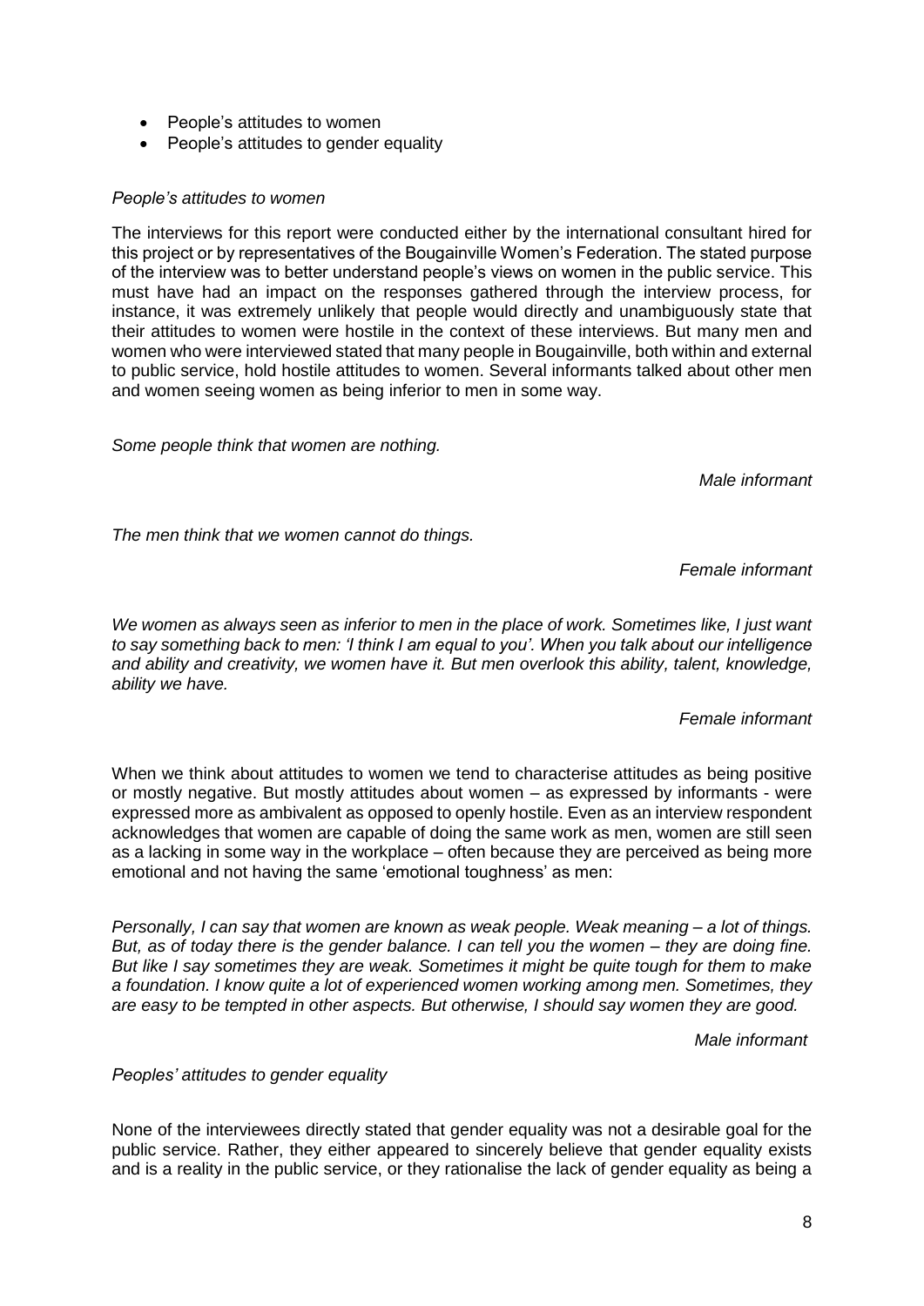- People's attitudes to women
- People's attitudes to gender equality

*People's attitudes to women*

The interviews for this report were conducted either by the international consultant hired for this project or by representatives of the Bougainville Women's Federation. The stated purpose of the interview was to better understand people's views on women in the public service. This must have had an impact on the responses gathered through the interview process, for instance, it was extremely unlikely that people would directly and unambiguously state that their attitudes to women were hostile in the context of these interviews. But many men and women who were interviewed stated that many people in Bougainville, both within and external to public service, hold hostile attitudes to women. Several informants talked about other men and women seeing women as being inferior to men in some way.

*Some people think that women are nothing.*

*Male informant*

*The men think that we women cannot do things.*

*Female informant*

*We women as always seen as inferior to men in the place of work. Sometimes like, I just want to say something back to men: 'I think I am equal to you'. When you talk about our intelligence and ability and creativity, we women have it. But men overlook this ability, talent, knowledge, ability we have.*

*Female informant*

When we think about attitudes to women we tend to characterise attitudes as being positive or mostly negative. But mostly attitudes about women – as expressed by informants - were expressed more as ambivalent as opposed to openly hostile. Even as an interview respondent acknowledges that women are capable of doing the same work as men, women are still seen as a lacking in some way in the workplace – often because they are perceived as being more emotional and not having the same 'emotional toughness' as men:

*Personally, I can say that women are known as weak people. Weak meaning – a lot of things. But, as of today there is the gender balance. I can tell you the women – they are doing fine. But like I say sometimes they are weak. Sometimes it might be quite tough for them to make a foundation. I know quite a lot of experienced women working among men. Sometimes, they are easy to be tempted in other aspects. But otherwise, I should say women they are good.*

*Male informant*

*Peoples' attitudes to gender equality*

None of the interviewees directly stated that gender equality was not a desirable goal for the public service. Rather, they either appeared to sincerely believe that gender equality exists and is a reality in the public service, or they rationalise the lack of gender equality as being a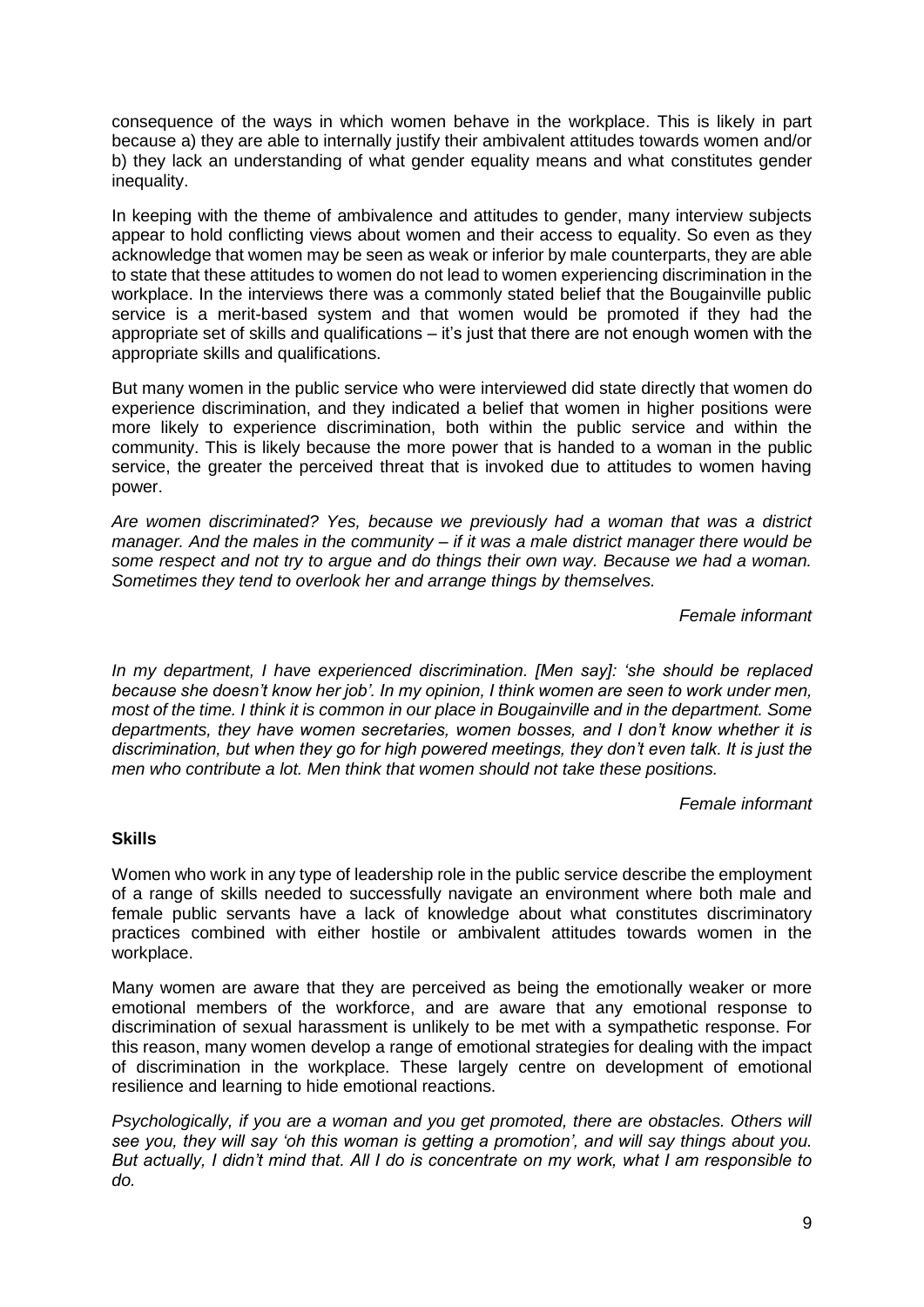consequence of the ways in which women behave in the workplace. This is likely in part because a) they are able to internally justify their ambivalent attitudes towards women and/or b) they lack an understanding of what gender equality means and what constitutes gender inequality.

In keeping with the theme of ambivalence and attitudes to gender, many interview subjects appear to hold conflicting views about women and their access to equality. So even as they acknowledge that women may be seen as weak or inferior by male counterparts, they are able to state that these attitudes to women do not lead to women experiencing discrimination in the workplace. In the interviews there was a commonly stated belief that the Bougainville public service is a merit-based system and that women would be promoted if they had the appropriate set of skills and qualifications – it's just that there are not enough women with the appropriate skills and qualifications.

But many women in the public service who were interviewed did state directly that women do experience discrimination, and they indicated a belief that women in higher positions were more likely to experience discrimination, both within the public service and within the community. This is likely because the more power that is handed to a woman in the public service, the greater the perceived threat that is invoked due to attitudes to women having power.

*Are women discriminated? Yes, because we previously had a woman that was a district manager. And the males in the community – if it was a male district manager there would be some respect and not try to argue and do things their own way. Because we had a woman. Sometimes they tend to overlook her and arrange things by themselves.*

*Female informant*

*In my department, I have experienced discrimination. [Men say]: 'she should be replaced because she doesn't know her job'. In my opinion, I think women are seen to work under men, most of the time. I think it is common in our place in Bougainville and in the department. Some departments, they have women secretaries, women bosses, and I don't know whether it is discrimination, but when they go for high powered meetings, they don't even talk. It is just the men who contribute a lot. Men think that women should not take these positions.*

*Female informant*

### Skills

Women who work in any type of leadership role in the public service describe the employment of a range of skills needed to successfully navigate an environment where both male and female public servants have a lack of knowledge about what constitutes discriminatory practices combined with either hostile or ambivalent attitudes towards women in the workplace.

Many women are aware that they are perceived as being the emotionally weaker or more emotional members of the workforce, and are aware that any emotional response to discrimination of sexual harassment is unlikely to be met with a sympathetic response. For this reason, many women develop a range of emotional strategies for dealing with the impact of discrimination in the workplace. These largely centre on development of emotional resilience and learning to hide emotional reactions.

*Psychologically, if you are a woman and you get promoted, there are obstacles. Others will see you, they will say 'oh this woman is getting a promotion', and will say things about you. But actually, I didn't mind that. All I do is concentrate on my work, what I am responsible to do.*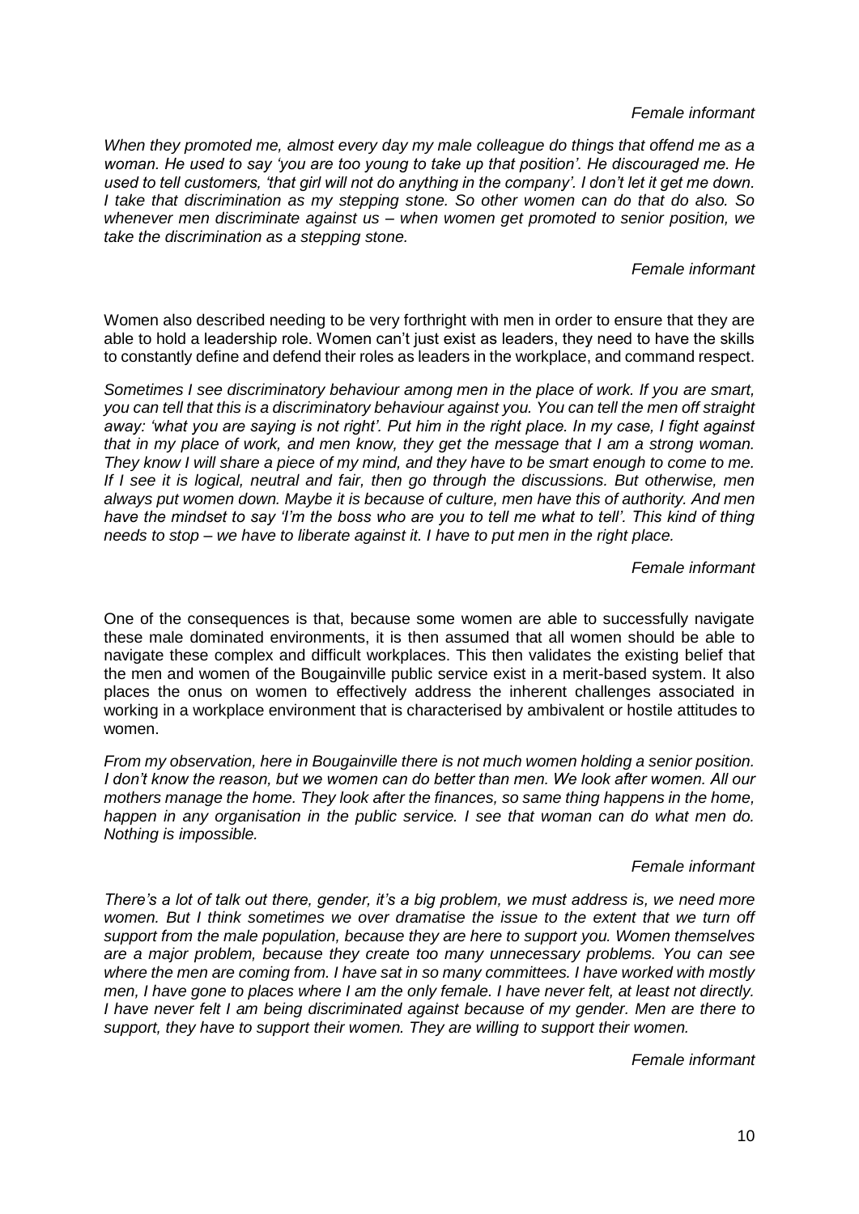*Female informant*

*When they promoted me, almost every day my male colleague do things that offend me as a woman. He used to say 'you are too young to take up that position'. He discouraged me. He used to tell customers, 'that girl will not do anything in the company'. I don't let it get me down. I take that discrimination as my stepping stone. So other women can do that do also. So whenever men discriminate against us – when women get promoted to senior position, we take the discrimination as a stepping stone.*

*Female informant*

Women also described needing to be very forthright with men in order to ensure that they are able to hold a leadership role. Women can't just exist as leaders, they need to have the skills to constantly define and defend their roles as leaders in the workplace, and command respect.

*Sometimes I see discriminatory behaviour among men in the place of work. If you are smart, you can tell that this is a discriminatory behaviour against you. You can tell the men off straight away: 'what you are saying is not right'. Put him in the right place. In my case, I fight against that in my place of work, and men know, they get the message that I am a strong woman. They know I will share a piece of my mind, and they have to be smart enough to come to me. If I see it is logical, neutral and fair, then go through the discussions. But otherwise, men always put women down. Maybe it is because of culture, men have this of authority. And men have the mindset to say 'I'm the boss who are you to tell me what to tell'. This kind of thing needs to stop – we have to liberate against it. I have to put men in the right place.*

*Female informant*

One of the consequences is that, because some women are able to successfully navigate these male dominated environments, it is then assumed that all women should be able to navigate these complex and difficult workplaces. This then validates the existing belief that the men and women of the Bougainville public service exist in a merit-based system. It also places the onus on women to effectively address the inherent challenges associated in working in a workplace environment that is characterised by ambivalent or hostile attitudes to women.

*From my observation, here in Bougainville there is not much women holding a senior position. I don't know the reason, but we women can do better than men. We look after women. All our mothers manage the home. They look after the finances, so same thing happens in the home, happen in any organisation in the public service. I see that woman can do what men do. Nothing is impossible.*

*Female informant*

*There's a lot of talk out there, gender, it's a big problem, we must address is, we need more women. But I think sometimes we over dramatise the issue to the extent that we turn off support from the male population, because they are here to support you. Women themselves are a major problem, because they create too many unnecessary problems. You can see where the men are coming from. I have sat in so many committees. I have worked with mostly men, I have gone to places where I am the only female. I have never felt, at least not directly. I have never felt I am being discriminated against because of my gender. Men are there to support, they have to support their women. They are willing to support their women.*

*Female informant*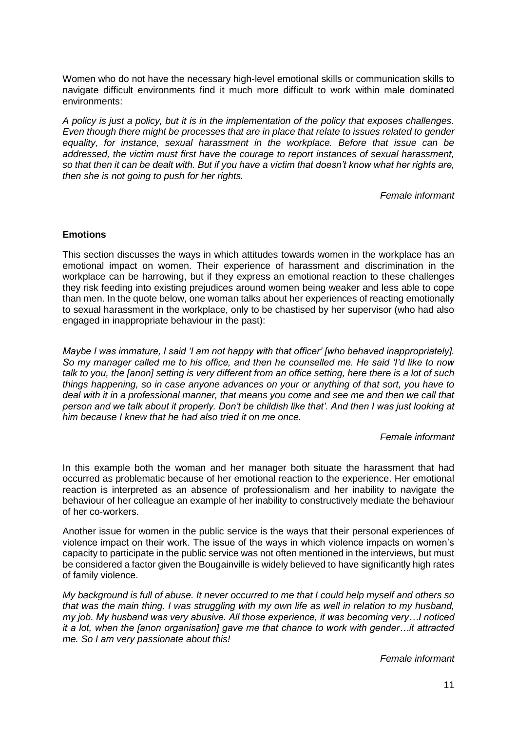Women who do not have the necessary high-level emotional skills or communication skills to navigate difficult environments find it much more difficult to work within male dominated environments:

*A policy is just a policy, but it is in the implementation of the policy that exposes challenges. Even though there might be processes that are in place that relate to issues related to gender equality, for instance, sexual harassment in the workplace. Before that issue can be addressed, the victim must first have the courage to report instances of sexual harassment, so that then it can be dealt with. But if you have a victim that doesn't know what her rights are, then she is not going to push for her rights.*

*Female informant*

**Emotions**

This section discusses the ways in which attitudes towards women in the workplace has an emotional impact on women. Their experience of harassment and discrimination in the workplace can be harrowing, but if they express an emotional reaction to these challenges they risk feeding into existing prejudices around women being weaker and less able to cope than men. In the quote below, one woman talks about her experiences of reacting emotionally to sexual harassment in the workplace, only to be chastised by her supervisor (who had also engaged in inappropriate behaviour in the past):

*Maybe I was immature, I said 'I am not happy with that officer' [who behaved inappropriately]. So my manager called me to his office, and then he counselled me. He said 'I'd like to now talk to you, the [anon] setting is very different from an office setting, here there is a lot of such things happening, so in case anyone advances on your or anything of that sort, you have to deal with it in a professional manner, that means you come and see me and then we call that person and we talk about it properly. Don't be childish like that'. And then I was just looking at him because I knew that he had also tried it on me once.*

*Female informant*

In this example both the woman and her manager both situate the harassment that had occurred as problematic because of her emotional reaction to the experience. Her emotional reaction is interpreted as an absence of professionalism and her inability to navigate the behaviour of her colleague an example of her inability to constructively mediate the behaviour of her co-workers.

Another issue for women in the public service is the ways that their personal experiences of violence impact on their work. The issue of the ways in which violence impacts on women's capacity to participate in the public service was not often mentioned in the interviews, but must be considered a factor given the Bougainville is widely believed to have significantly high rates of family violence.

*My background is full of abuse. It never occurred to me that I could help myself and others so that was the main thing. I was struggling with my own life as well in relation to my husband, my job. My husband was very abusive. All those experience, it was becoming very…I noticed it a lot, when the [anon organisation] gave me that chance to work with gender…it attracted me. So I am very passionate about this!*

*Female informant*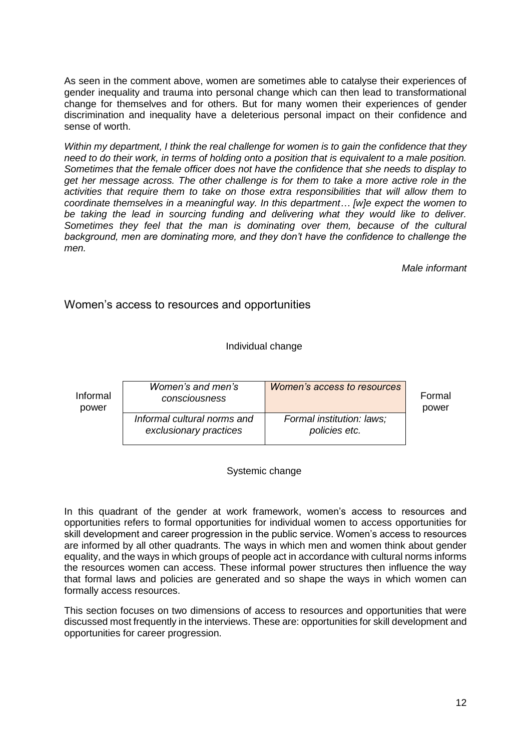As seen in the comment above, women are sometimes able to catalyse their experiences of gender inequality and trauma into personal change which can then lead to transformational change for themselves and for others. But for many women their experiences of gender discrimination and inequality have a deleterious personal impact on their confidence and sense of worth.

*Within my department, I think the real challenge for women is to gain the confidence that they need to do their work, in terms of holding onto a position that is equivalent to a male position. Sometimes that the female officer does not have the confidence that she needs to display to get her message across. The other challenge is for them to take a more active role in the activities that require them to take on those extra responsibilities that will allow them to coordinate themselves in a meaningful way. In this department… [w]e expect the women to be taking the lead in sourcing funding and delivering what they would like to deliver. Sometimes they feel that the man is dominating over them, because of the cultural background, men are dominating more, and they don't have the confidence to challenge the men.*

*Male informant*

## Women's access to resources and opportunities

Individual change

| Informal power | *Women's and men's consciousness* | *Women's access to resources* | Formal power |
|---|---|---|---|
| | *Informal cultural norms and exclusionary practices* | *Formal institution: laws; policies etc.* | |

Systemic change

In this quadrant of the gender at work framework, women's access to resources and opportunities refers to formal opportunities for individual women to access opportunities for skill development and career progression in the public service. Women's access to resources are informed by all other quadrants. The ways in which men and women think about gender equality, and the ways in which groups of people act in accordance with cultural norms informs the resources women can access. These informal power structures then influence the way that formal laws and policies are generated and so shape the ways in which women can formally access resources.

This section focuses on two dimensions of access to resources and opportunities that were discussed most frequently in the interviews. These are: opportunities for skill development and opportunities for career progression.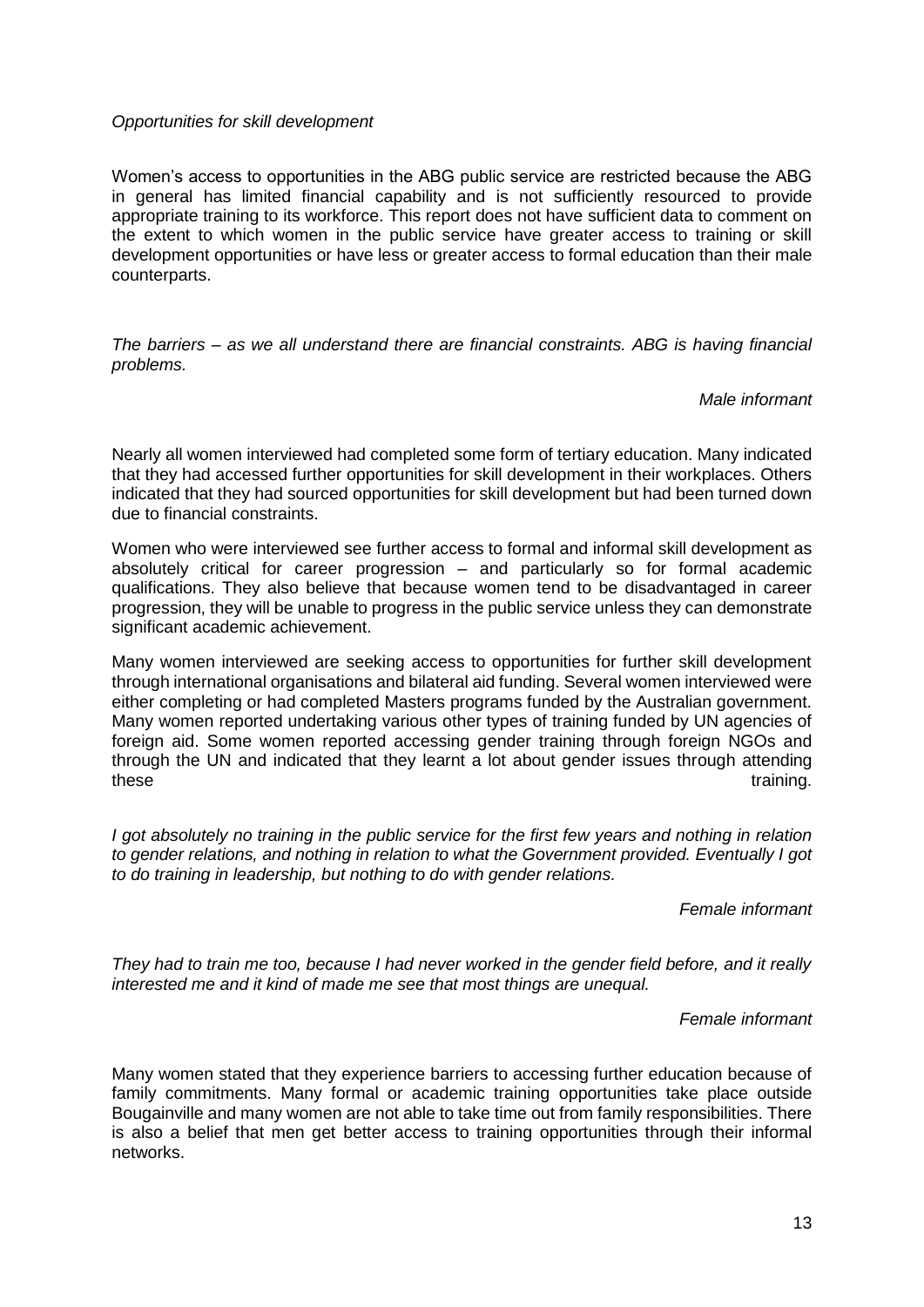*Opportunities for skill development*

Women's access to opportunities in the ABG public service are restricted because the ABG in general has limited financial capability and is not sufficiently resourced to provide appropriate training to its workforce. This report does not have sufficient data to comment on the extent to which women in the public service have greater access to training or skill development opportunities or have less or greater access to formal education than their male counterparts.

*The barriers – as we all understand there are financial constraints. ABG is having financial problems.*

*Male informant*

Nearly all women interviewed had completed some form of tertiary education. Many indicated that they had accessed further opportunities for skill development in their workplaces. Others indicated that they had sourced opportunities for skill development but had been turned down due to financial constraints.

Women who were interviewed see further access to formal and informal skill development as absolutely critical for career progression – and particularly so for formal academic qualifications. They also believe that because women tend to be disadvantaged in career progression, they will be unable to progress in the public service unless they can demonstrate significant academic achievement.

Many women interviewed are seeking access to opportunities for further skill development through international organisations and bilateral aid funding. Several women interviewed were either completing or had completed Masters programs funded by the Australian government. Many women reported undertaking various other types of training funded by UN agencies of foreign aid. Some women reported accessing gender training through foreign NGOs and through the UN and indicated that they learnt a lot about gender issues through attending these training.

*I got absolutely no training in the public service for the first few years and nothing in relation to gender relations, and nothing in relation to what the Government provided. Eventually I got to do training in leadership, but nothing to do with gender relations.*

*Female informant*

*They had to train me too, because I had never worked in the gender field before, and it really interested me and it kind of made me see that most things are unequal.*

*Female informant*

Many women stated that they experience barriers to accessing further education because of family commitments. Many formal or academic training opportunities take place outside Bougainville and many women are not able to take time out from family responsibilities. There is also a belief that men get better access to training opportunities through their informal networks.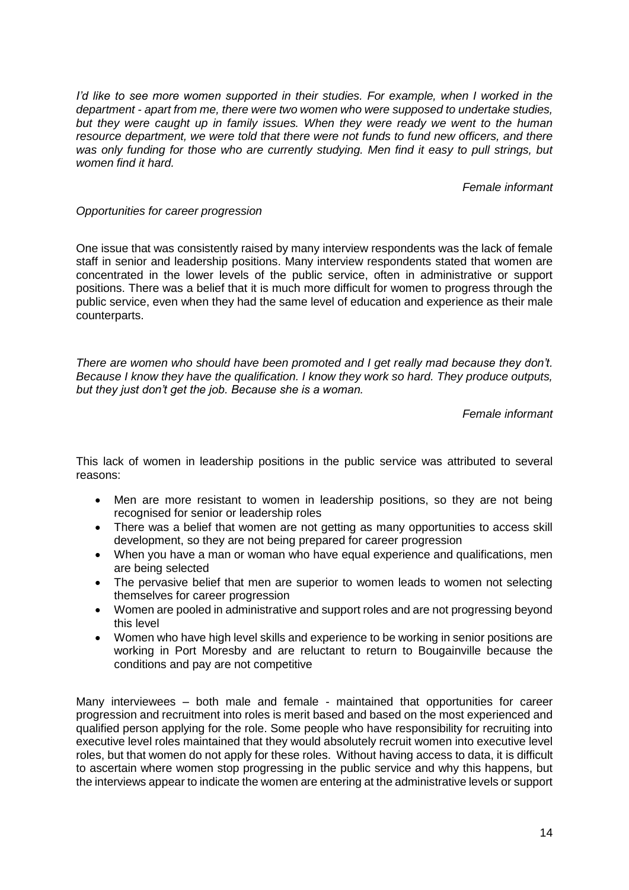*I'd like to see more women supported in their studies. For example, when I worked in the department - apart from me, there were two women who were supposed to undertake studies, but they were caught up in family issues. When they were ready we went to the human resource department, we were told that there were not funds to fund new officers, and there was only funding for those who are currently studying. Men find it easy to pull strings, but women find it hard.*

*Female informant*

*Opportunities for career progression*

One issue that was consistently raised by many interview respondents was the lack of female staff in senior and leadership positions. Many interview respondents stated that women are concentrated in the lower levels of the public service, often in administrative or support positions. There was a belief that it is much more difficult for women to progress through the public service, even when they had the same level of education and experience as their male counterparts.

*There are women who should have been promoted and I get really mad because they don't. Because I know they have the qualification. I know they work so hard. They produce outputs, but they just don't get the job. Because she is a woman.*

*Female informant*

This lack of women in leadership positions in the public service was attributed to several reasons:

- Men are more resistant to women in leadership positions, so they are not being recognised for senior or leadership roles
- There was a belief that women are not getting as many opportunities to access skill development, so they are not being prepared for career progression
- When you have a man or woman who have equal experience and qualifications, men are being selected
- The pervasive belief that men are superior to women leads to women not selecting themselves for career progression
- Women are pooled in administrative and support roles and are not progressing beyond this level
- Women who have high level skills and experience to be working in senior positions are working in Port Moresby and are reluctant to return to Bougainville because the conditions and pay are not competitive

Many interviewees – both male and female - maintained that opportunities for career progression and recruitment into roles is merit based and based on the most experienced and qualified person applying for the role. Some people who have responsibility for recruiting into executive level roles maintained that they would absolutely recruit women into executive level roles, but that women do not apply for these roles. Without having access to data, it is difficult to ascertain where women stop progressing in the public service and why this happens, but the interviews appear to indicate the women are entering at the administrative levels or support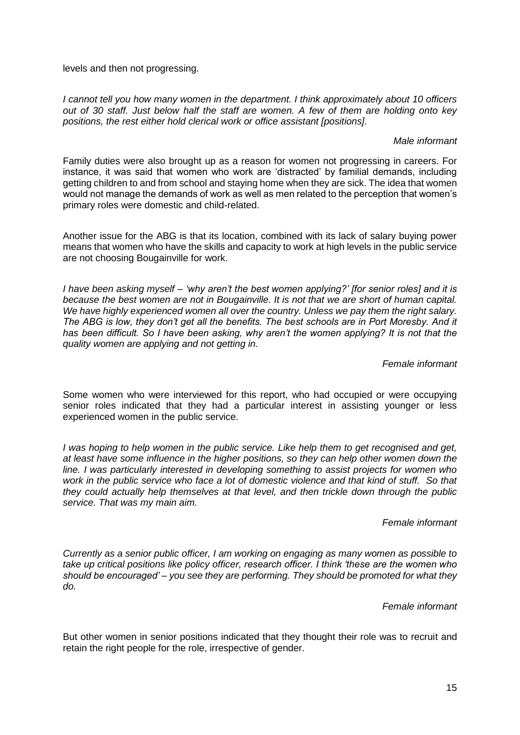levels and then not progressing.

*I cannot tell you how many women in the department. I think approximately about 10 officers out of 30 staff. Just below half the staff are women. A few of them are holding onto key positions, the rest either hold clerical work or office assistant [positions].*

*Male informant*

Family duties were also brought up as a reason for women not progressing in careers. For instance, it was said that women who work are 'distracted' by familial demands, including getting children to and from school and staying home when they are sick. The idea that women would not manage the demands of work as well as men related to the perception that women's primary roles were domestic and child-related.

Another issue for the ABG is that its location, combined with its lack of salary buying power means that women who have the skills and capacity to work at high levels in the public service are not choosing Bougainville for work.

*I have been asking myself – 'why aren't the best women applying?' [for senior roles] and it is because the best women are not in Bougainville. It is not that we are short of human capital. We have highly experienced women all over the country. Unless we pay them the right salary. The ABG is low, they don't get all the benefits. The best schools are in Port Moresby. And it has been difficult. So I have been asking, why aren't the women applying? It is not that the quality women are applying and not getting in.*

*Female informant*

Some women who were interviewed for this report, who had occupied or were occupying senior roles indicated that they had a particular interest in assisting younger or less experienced women in the public service.

*I was hoping to help women in the public service. Like help them to get recognised and get, at least have some influence in the higher positions, so they can help other women down the line. I was particularly interested in developing something to assist projects for women who work in the public service who face a lot of domestic violence and that kind of stuff. So that they could actually help themselves at that level, and then trickle down through the public service. That was my main aim.*

*Female informant*

*Currently as a senior public officer, I am working on engaging as many women as possible to take up critical positions like policy officer, research officer. I think 'these are the women who should be encouraged' – you see they are performing. They should be promoted for what they do.*

*Female informant*

But other women in senior positions indicated that they thought their role was to recruit and retain the right people for the role, irrespective of gender.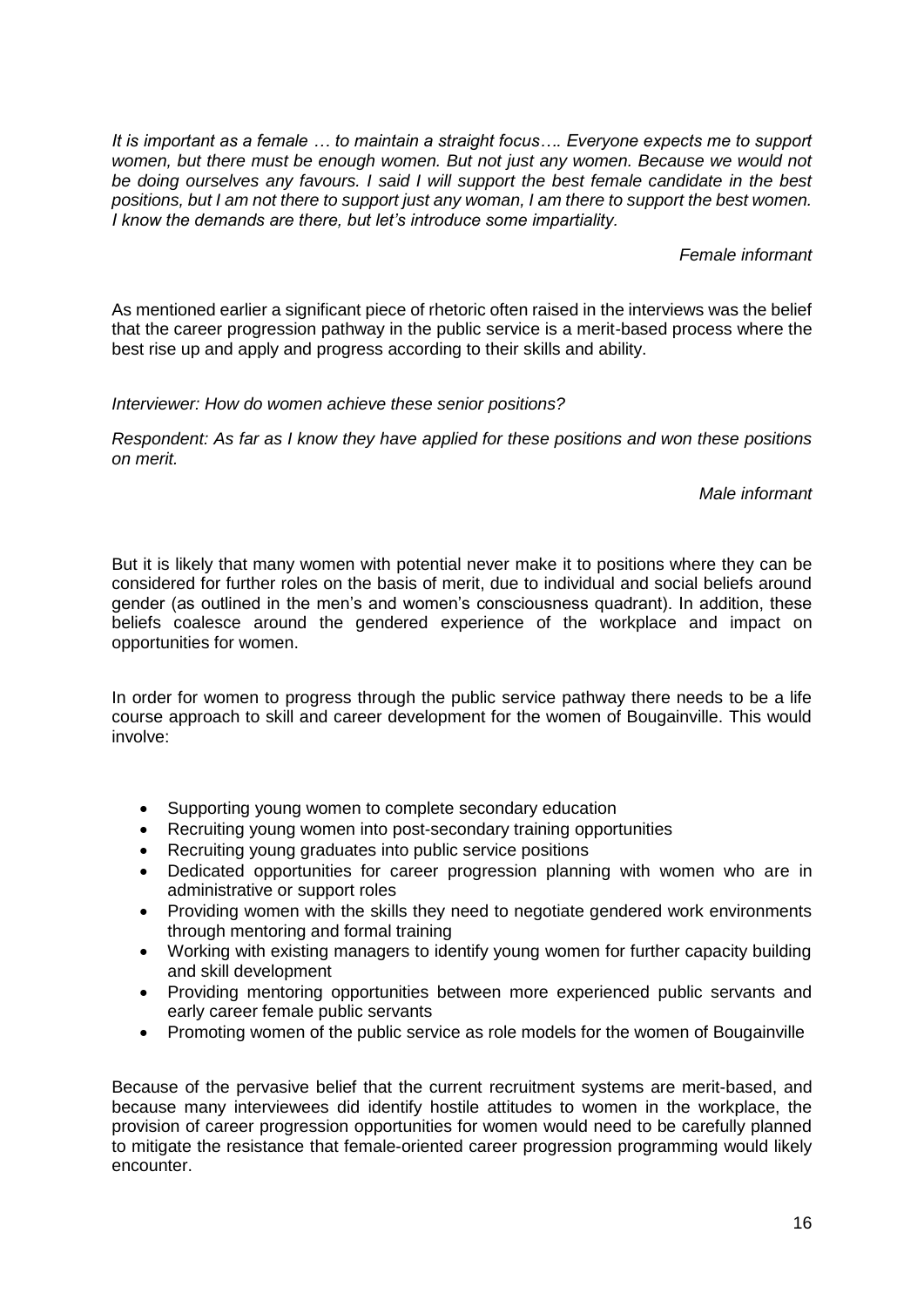*It is important as a female … to maintain a straight focus…. Everyone expects me to support women, but there must be enough women. But not just any women. Because we would not be doing ourselves any favours. I said I will support the best female candidate in the best positions, but I am not there to support just any woman, I am there to support the best women. I know the demands are there, but let's introduce some impartiality.*

*Female informant*

As mentioned earlier a significant piece of rhetoric often raised in the interviews was the belief that the career progression pathway in the public service is a merit-based process where the best rise up and apply and progress according to their skills and ability.

*Interviewer: How do women achieve these senior positions?*

*Respondent: As far as I know they have applied for these positions and won these positions on merit.*

*Male informant*

But it is likely that many women with potential never make it to positions where they can be considered for further roles on the basis of merit, due to individual and social beliefs around gender (as outlined in the men's and women's consciousness quadrant). In addition, these beliefs coalesce around the gendered experience of the workplace and impact on opportunities for women.

In order for women to progress through the public service pathway there needs to be a life course approach to skill and career development for the women of Bougainville. This would involve:

- Supporting young women to complete secondary education
- Recruiting young women into post-secondary training opportunities
- Recruiting young graduates into public service positions
- Dedicated opportunities for career progression planning with women who are in administrative or support roles
- Providing women with the skills they need to negotiate gendered work environments through mentoring and formal training
- Working with existing managers to identify young women for further capacity building and skill development
- Providing mentoring opportunities between more experienced public servants and early career female public servants
- Promoting women of the public service as role models for the women of Bougainville

Because of the pervasive belief that the current recruitment systems are merit-based, and because many interviewees did identify hostile attitudes to women in the workplace, the provision of career progression opportunities for women would need to be carefully planned to mitigate the resistance that female-oriented career progression programming would likely encounter.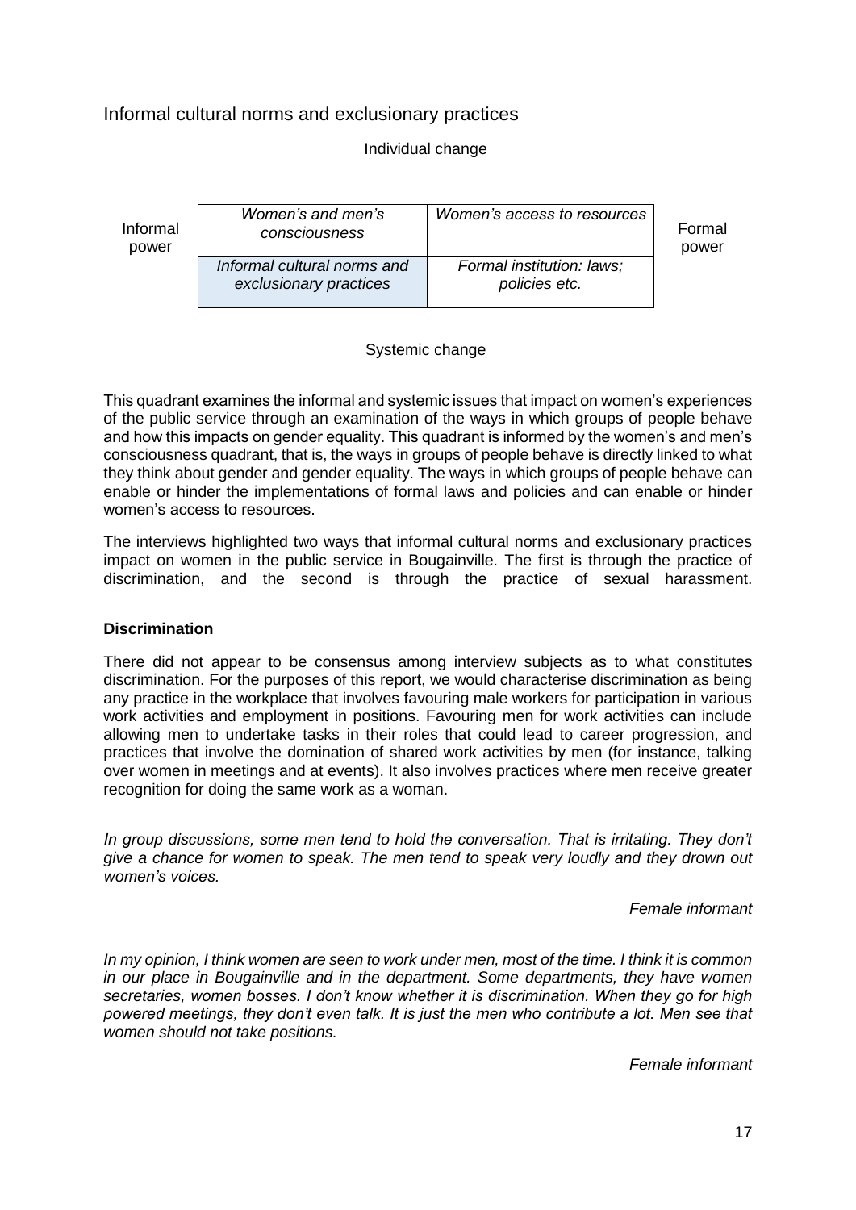## Informal cultural norms and exclusionary practices

Individual change

| Informal power | *Women's and men's consciousness* | *Women's access to resources* | Formal power |
|---|---|---|---|
| | *Informal cultural norms and exclusionary practices* | *Formal institution: laws; policies etc.* | |

Systemic change

This quadrant examines the informal and systemic issues that impact on women's experiences of the public service through an examination of the ways in which groups of people behave and how this impacts on gender equality. This quadrant is informed by the women's and men's consciousness quadrant, that is, the ways in groups of people behave is directly linked to what they think about gender and gender equality. The ways in which groups of people behave can enable or hinder the implementations of formal laws and policies and can enable or hinder women's access to resources.

The interviews highlighted two ways that informal cultural norms and exclusionary practices impact on women in the public service in Bougainville. The first is through the practice of discrimination, and the second is through the practice of sexual harassment.

**Discrimination**

There did not appear to be consensus among interview subjects as to what constitutes discrimination. For the purposes of this report, we would characterise discrimination as being any practice in the workplace that involves favouring male workers for participation in various work activities and employment in positions. Favouring men for work activities can include allowing men to undertake tasks in their roles that could lead to career progression, and practices that involve the domination of shared work activities by men (for instance, talking over women in meetings and at events). It also involves practices where men receive greater recognition for doing the same work as a woman.

*In group discussions, some men tend to hold the conversation. That is irritating. They don't give a chance for women to speak. The men tend to speak very loudly and they drown out women's voices.*

*Female informant*

*In my opinion, I think women are seen to work under men, most of the time. I think it is common in our place in Bougainville and in the department. Some departments, they have women secretaries, women bosses. I don't know whether it is discrimination. When they go for high powered meetings, they don't even talk. It is just the men who contribute a lot. Men see that women should not take positions.*

*Female informant*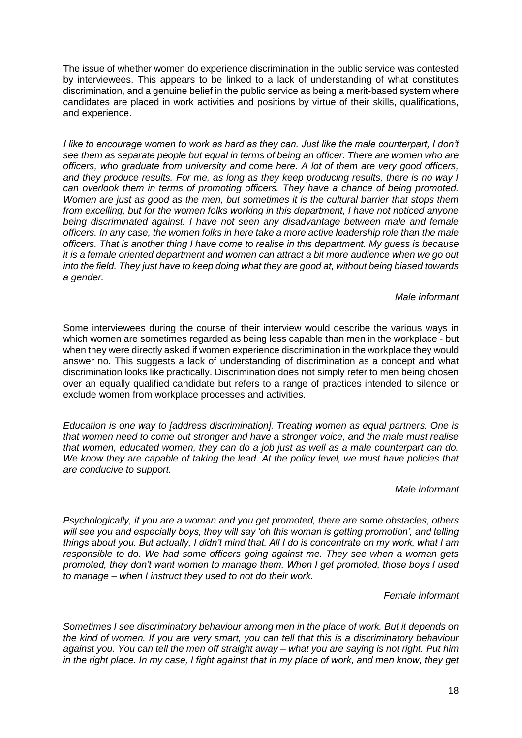The issue of whether women do experience discrimination in the public service was contested by interviewees. This appears to be linked to a lack of understanding of what constitutes discrimination, and a genuine belief in the public service as being a merit-based system where candidates are placed in work activities and positions by virtue of their skills, qualifications, and experience.

*I like to encourage women to work as hard as they can. Just like the male counterpart, I don't see them as separate people but equal in terms of being an officer. There are women who are officers, who graduate from university and come here. A lot of them are very good officers, and they produce results. For me, as long as they keep producing results, there is no way I can overlook them in terms of promoting officers. They have a chance of being promoted. Women are just as good as the men, but sometimes it is the cultural barrier that stops them from excelling, but for the women folks working in this department, I have not noticed anyone being discriminated against. I have not seen any disadvantage between male and female officers. In any case, the women folks in here take a more active leadership role than the male officers. That is another thing I have come to realise in this department. My guess is because it is a female oriented department and women can attract a bit more audience when we go out into the field. They just have to keep doing what they are good at, without being biased towards a gender.*

*Male informant*

Some interviewees during the course of their interview would describe the various ways in which women are sometimes regarded as being less capable than men in the workplace - but when they were directly asked if women experience discrimination in the workplace they would answer no. This suggests a lack of understanding of discrimination as a concept and what discrimination looks like practically. Discrimination does not simply refer to men being chosen over an equally qualified candidate but refers to a range of practices intended to silence or exclude women from workplace processes and activities.

*Education is one way to [address discrimination]. Treating women as equal partners. One is that women need to come out stronger and have a stronger voice, and the male must realise that women, educated women, they can do a job just as well as a male counterpart can do. We know they are capable of taking the lead. At the policy level, we must have policies that are conducive to support.*

*Male informant*

*Psychologically, if you are a woman and you get promoted, there are some obstacles, others will see you and especially boys, they will say 'oh this woman is getting promotion', and telling things about you. But actually, I didn't mind that. All I do is concentrate on my work, what I am responsible to do. We had some officers going against me. They see when a woman gets promoted, they don't want women to manage them. When I get promoted, those boys I used to manage – when I instruct they used to not do their work.*

*Female informant*

*Sometimes I see discriminatory behaviour among men in the place of work. But it depends on the kind of women. If you are very smart, you can tell that this is a discriminatory behaviour against you. You can tell the men off straight away – what you are saying is not right. Put him in the right place. In my case, I fight against that in my place of work, and men know, they get*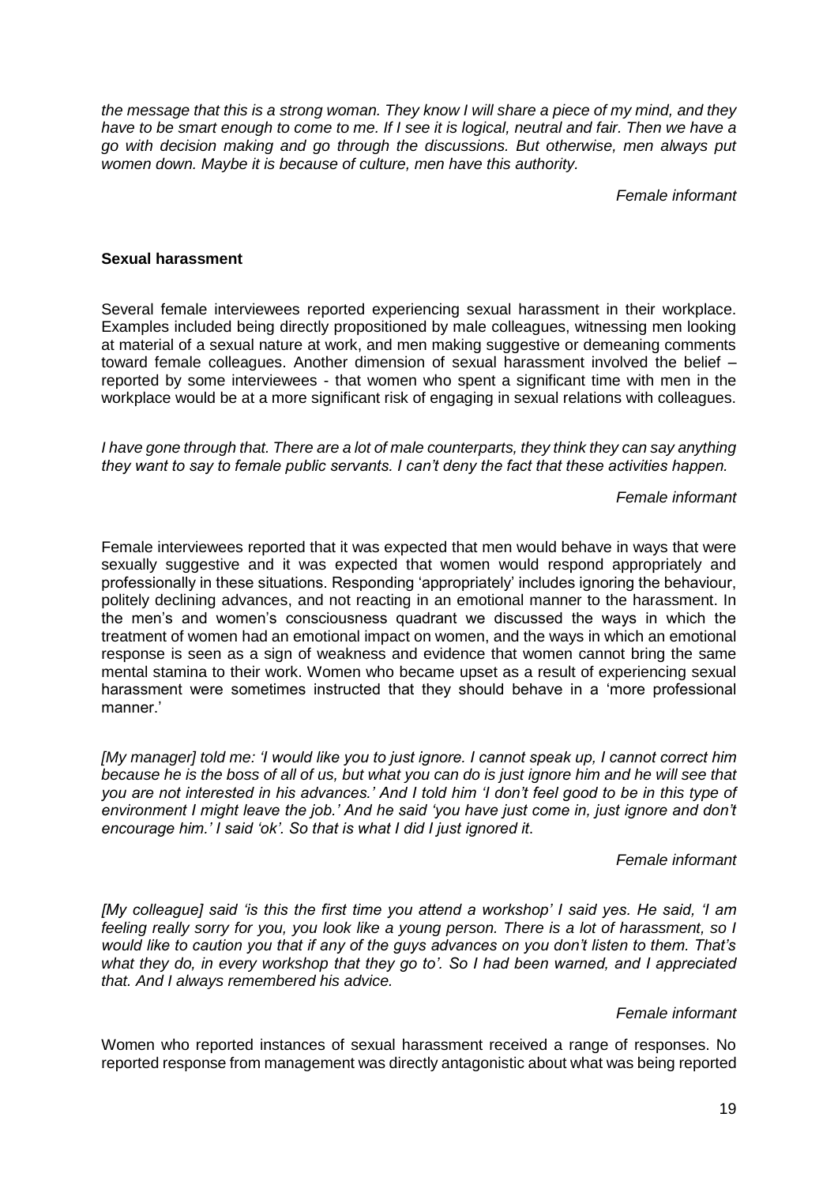*the message that this is a strong woman. They know I will share a piece of my mind, and they have to be smart enough to come to me. If I see it is logical, neutral and fair. Then we have a go with decision making and go through the discussions. But otherwise, men always put women down. Maybe it is because of culture, men have this authority.*

*Female informant*

**Sexual harassment**

Several female interviewees reported experiencing sexual harassment in their workplace. Examples included being directly propositioned by male colleagues, witnessing men looking at material of a sexual nature at work, and men making suggestive or demeaning comments toward female colleagues. Another dimension of sexual harassment involved the belief – reported by some interviewees - that women who spent a significant time with men in the workplace would be at a more significant risk of engaging in sexual relations with colleagues.

*I have gone through that. There are a lot of male counterparts, they think they can say anything they want to say to female public servants. I can't deny the fact that these activities happen.*

*Female informant*

Female interviewees reported that it was expected that men would behave in ways that were sexually suggestive and it was expected that women would respond appropriately and professionally in these situations. Responding 'appropriately' includes ignoring the behaviour, politely declining advances, and not reacting in an emotional manner to the harassment. In the men's and women's consciousness quadrant we discussed the ways in which the treatment of women had an emotional impact on women, and the ways in which an emotional response is seen as a sign of weakness and evidence that women cannot bring the same mental stamina to their work. Women who became upset as a result of experiencing sexual harassment were sometimes instructed that they should behave in a 'more professional manner.'

*[My manager] told me: 'I would like you to just ignore. I cannot speak up, I cannot correct him because he is the boss of all of us, but what you can do is just ignore him and he will see that you are not interested in his advances.' And I told him 'I don't feel good to be in this type of environment I might leave the job.' And he said 'you have just come in, just ignore and don't encourage him.' I said 'ok'. So that is what I did I just ignored it.*

*Female informant*

*[My colleague] said 'is this the first time you attend a workshop' I said yes. He said, 'I am feeling really sorry for you, you look like a young person. There is a lot of harassment, so I would like to caution you that if any of the guys advances on you don't listen to them. That's what they do, in every workshop that they go to'. So I had been warned, and I appreciated that. And I always remembered his advice.*

*Female informant*

Women who reported instances of sexual harassment received a range of responses. No reported response from management was directly antagonistic about what was being reported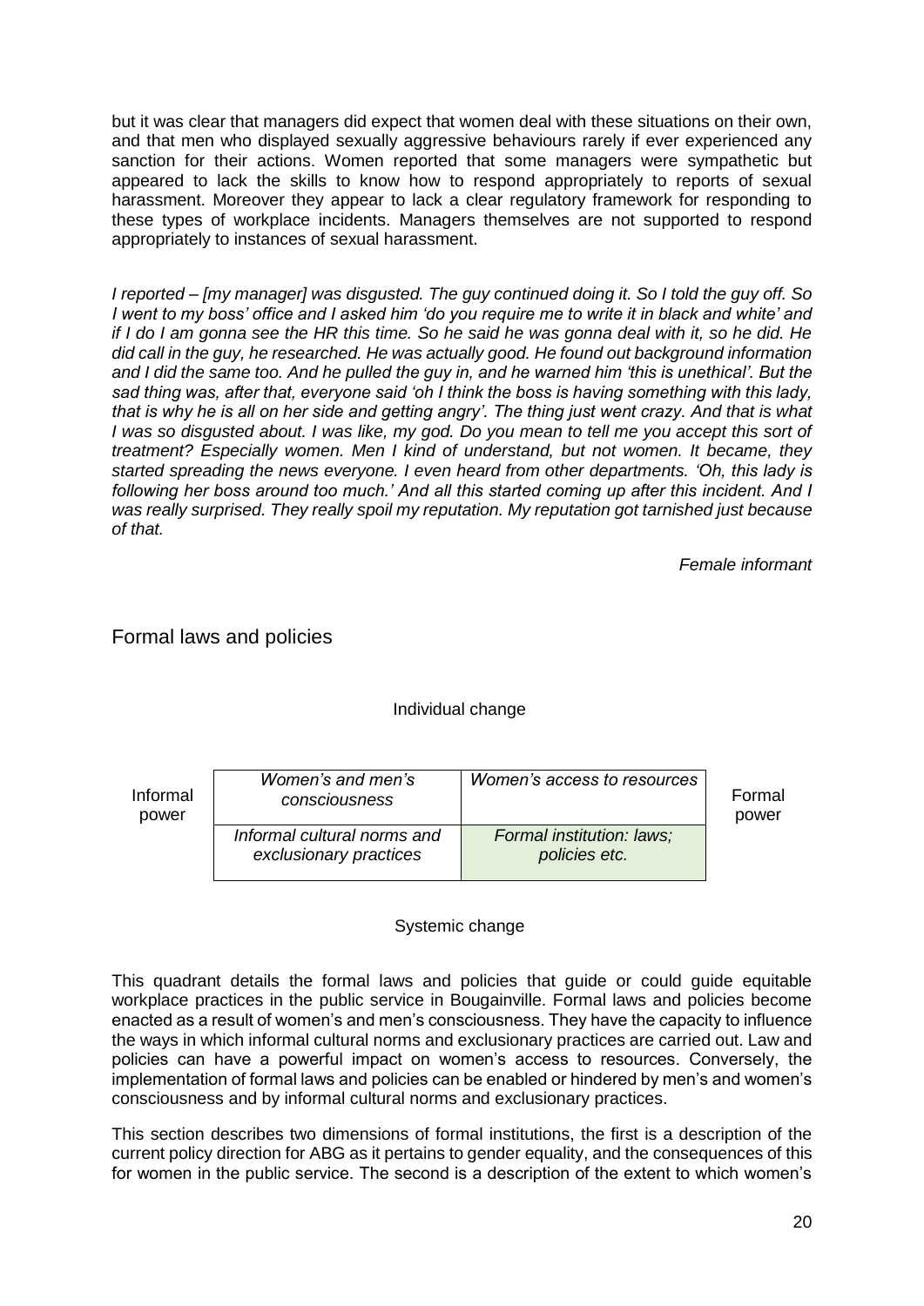but it was clear that managers did expect that women deal with these situations on their own, and that men who displayed sexually aggressive behaviours rarely if ever experienced any sanction for their actions. Women reported that some managers were sympathetic but appeared to lack the skills to know how to respond appropriately to reports of sexual harassment. Moreover they appear to lack a clear regulatory framework for responding to these types of workplace incidents. Managers themselves are not supported to respond appropriately to instances of sexual harassment.

*I reported – [my manager] was disgusted. The guy continued doing it. So I told the guy off. So I went to my boss' office and I asked him 'do you require me to write it in black and white' and if I do I am gonna see the HR this time. So he said he was gonna deal with it, so he did. He did call in the guy, he researched. He was actually good. He found out background information and I did the same too. And he pulled the guy in, and he warned him 'this is unethical'. But the sad thing was, after that, everyone said 'oh I think the boss is having something with this lady, that is why he is all on her side and getting angry'. The thing just went crazy. And that is what I was so disgusted about. I was like, my god. Do you mean to tell me you accept this sort of treatment? Especially women. Men I kind of understand, but not women. It became, they started spreading the news everyone. I even heard from other departments. 'Oh, this lady is following her boss around too much.' And all this started coming up after this incident. And I was really surprised. They really spoil my reputation. My reputation got tarnished just because of that.*

*Female informant*

## Formal laws and policies

Individual change

| Informal power | *Women's and men's consciousness* | *Women's access to resources* | Formal power |
|---|---|---|---|
| | *Informal cultural norms and exclusionary practices* | *Formal institution: laws; policies etc.* | |

Systemic change

This quadrant details the formal laws and policies that guide or could guide equitable workplace practices in the public service in Bougainville. Formal laws and policies become enacted as a result of women's and men's consciousness. They have the capacity to influence the ways in which informal cultural norms and exclusionary practices are carried out. Law and policies can have a powerful impact on women's access to resources. Conversely, the implementation of formal laws and policies can be enabled or hindered by men's and women's consciousness and by informal cultural norms and exclusionary practices.

This section describes two dimensions of formal institutions, the first is a description of the current policy direction for ABG as it pertains to gender equality, and the consequences of this for women in the public service. The second is a description of the extent to which women's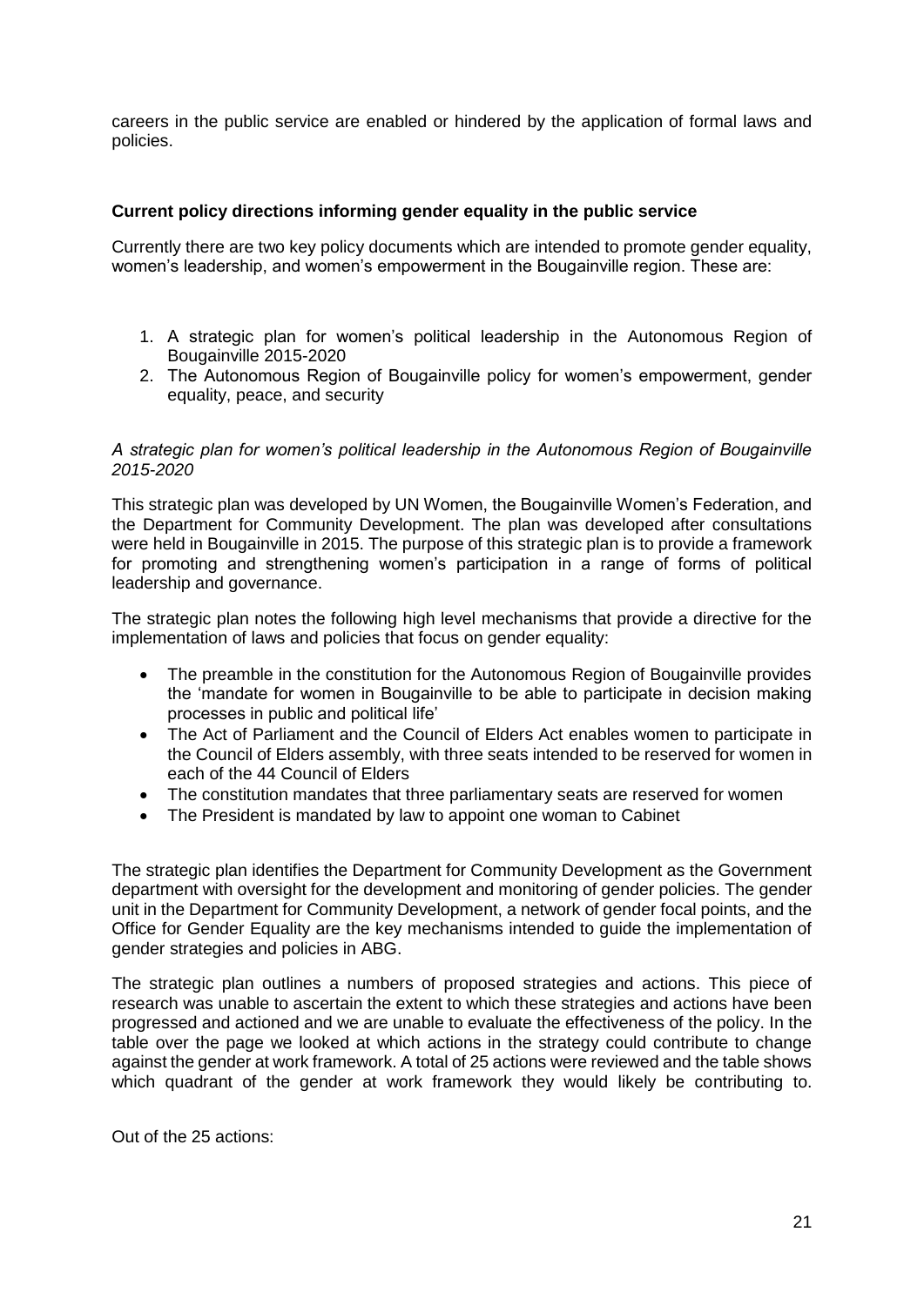careers in the public service are enabled or hindered by the application of formal laws and policies.

### Current policy directions informing gender equality in the public service

Currently there are two key policy documents which are intended to promote gender equality, women's leadership, and women's empowerment in the Bougainville region. These are:

1. A strategic plan for women's political leadership in the Autonomous Region of Bougainville 2015-2020
2. The Autonomous Region of Bougainville policy for women's empowerment, gender equality, peace, and security

*A strategic plan for women's political leadership in the Autonomous Region of Bougainville 2015-2020*

This strategic plan was developed by UN Women, the Bougainville Women's Federation, and the Department for Community Development. The plan was developed after consultations were held in Bougainville in 2015. The purpose of this strategic plan is to provide a framework for promoting and strengthening women's participation in a range of forms of political leadership and governance.

The strategic plan notes the following high level mechanisms that provide a directive for the implementation of laws and policies that focus on gender equality:

- The preamble in the constitution for the Autonomous Region of Bougainville provides the 'mandate for women in Bougainville to be able to participate in decision making processes in public and political life'
- The Act of Parliament and the Council of Elders Act enables women to participate in the Council of Elders assembly, with three seats intended to be reserved for women in each of the 44 Council of Elders
- The constitution mandates that three parliamentary seats are reserved for women
- The President is mandated by law to appoint one woman to Cabinet

The strategic plan identifies the Department for Community Development as the Government department with oversight for the development and monitoring of gender policies. The gender unit in the Department for Community Development, a network of gender focal points, and the Office for Gender Equality are the key mechanisms intended to guide the implementation of gender strategies and policies in ABG.

The strategic plan outlines a numbers of proposed strategies and actions. This piece of research was unable to ascertain the extent to which these strategies and actions have been progressed and actioned and we are unable to evaluate the effectiveness of the policy. In the table over the page we looked at which actions in the strategy could contribute to change against the gender at work framework. A total of 25 actions were reviewed and the table shows which quadrant of the gender at work framework they would likely be contributing to.

Out of the 25 actions: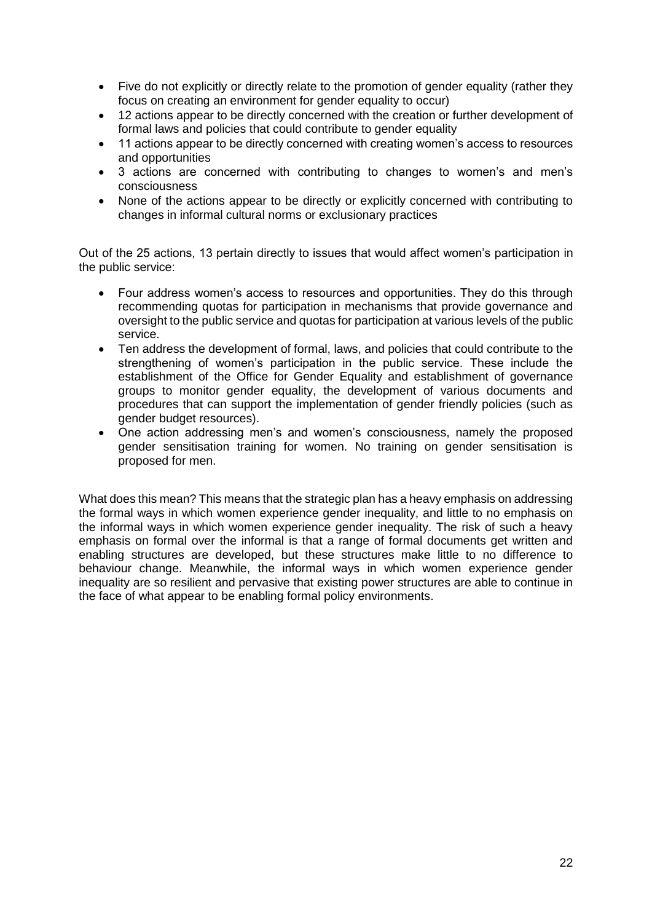- Five do not explicitly or directly relate to the promotion of gender equality (rather they focus on creating an environment for gender equality to occur)
- 12 actions appear to be directly concerned with the creation or further development of formal laws and policies that could contribute to gender equality
- 11 actions appear to be directly concerned with creating women's access to resources and opportunities
- 3 actions are concerned with contributing to changes to women's and men's consciousness
- None of the actions appear to be directly or explicitly concerned with contributing to changes in informal cultural norms or exclusionary practices

Out of the 25 actions, 13 pertain directly to issues that would affect women's participation in the public service:

- Four address women's access to resources and opportunities. They do this through recommending quotas for participation in mechanisms that provide governance and oversight to the public service and quotas for participation at various levels of the public service.
- Ten address the development of formal, laws, and policies that could contribute to the strengthening of women's participation in the public service. These include the establishment of the Office for Gender Equality and establishment of governance groups to monitor gender equality, the development of various documents and procedures that can support the implementation of gender friendly policies (such as gender budget resources).
- One action addressing men's and women's consciousness, namely the proposed gender sensitisation training for women. No training on gender sensitisation is proposed for men.

What does this mean? This means that the strategic plan has a heavy emphasis on addressing the formal ways in which women experience gender inequality, and little to no emphasis on the informal ways in which women experience gender inequality. The risk of such a heavy emphasis on formal over the informal is that a range of formal documents get written and enabling structures are developed, but these structures make little to no difference to behaviour change. Meanwhile, the informal ways in which women experience gender inequality are so resilient and pervasive that existing power structures are able to continue in the face of what appear to be enabling formal policy environments.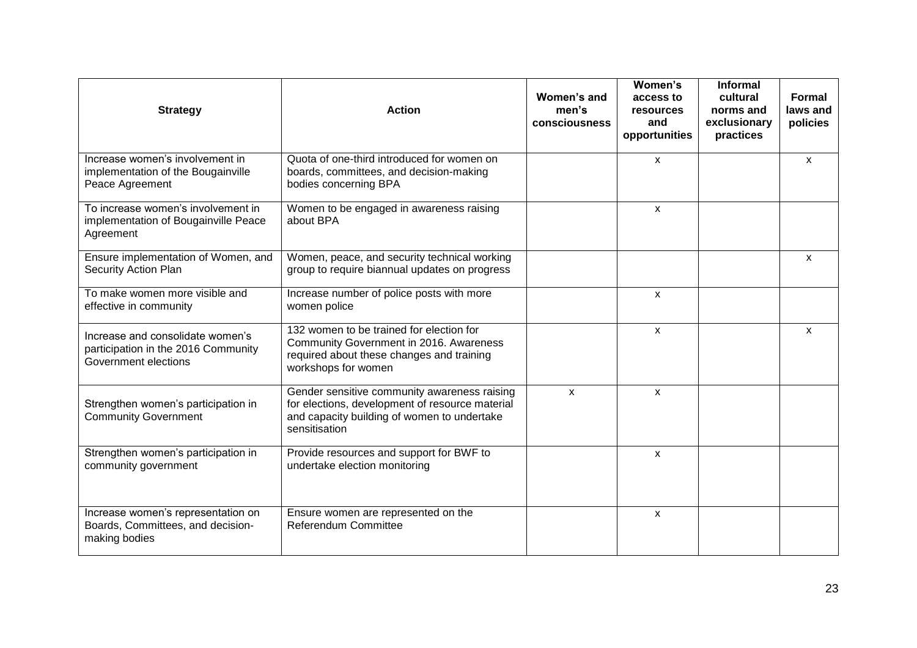| Strategy | Action | Women's and men's consciousness | Women's access to resources and opportunities | Informal cultural norms and exclusionary practices | Formal laws and policies |
|---|---|---|---|---|---|
| Increase women's involvement in implementation of the Bougainville Peace Agreement | Quota of one-third introduced for women on boards, committees, and decision-making bodies concerning BPA | | x | | x |
| To increase women's involvement in implementation of Bougainville Peace Agreement | Women to be engaged in awareness raising about BPA | | x | | |
| Ensure implementation of Women, and Security Action Plan | Women, peace, and security technical working group to require biannual updates on progress | | | | x |
| To make women more visible and effective in community | Increase number of police posts with more women police | | x | | |
| Increase and consolidate women's participation in the 2016 Community Government elections | 132 women to be trained for election for Community Government in 2016. Awareness required about these changes and training workshops for women | | x | | x |
| Strengthen women's participation in Community Government | Gender sensitive community awareness raising for elections, development of resource material and capacity building of women to undertake sensitisation | x | x | | |
| Strengthen women's participation in community government | Provide resources and support for BWF to undertake election monitoring | | x | | |
| Increase women's representation on Boards, Committees, and decision-making bodies | Ensure women are represented on the Referendum Committee | | x | | |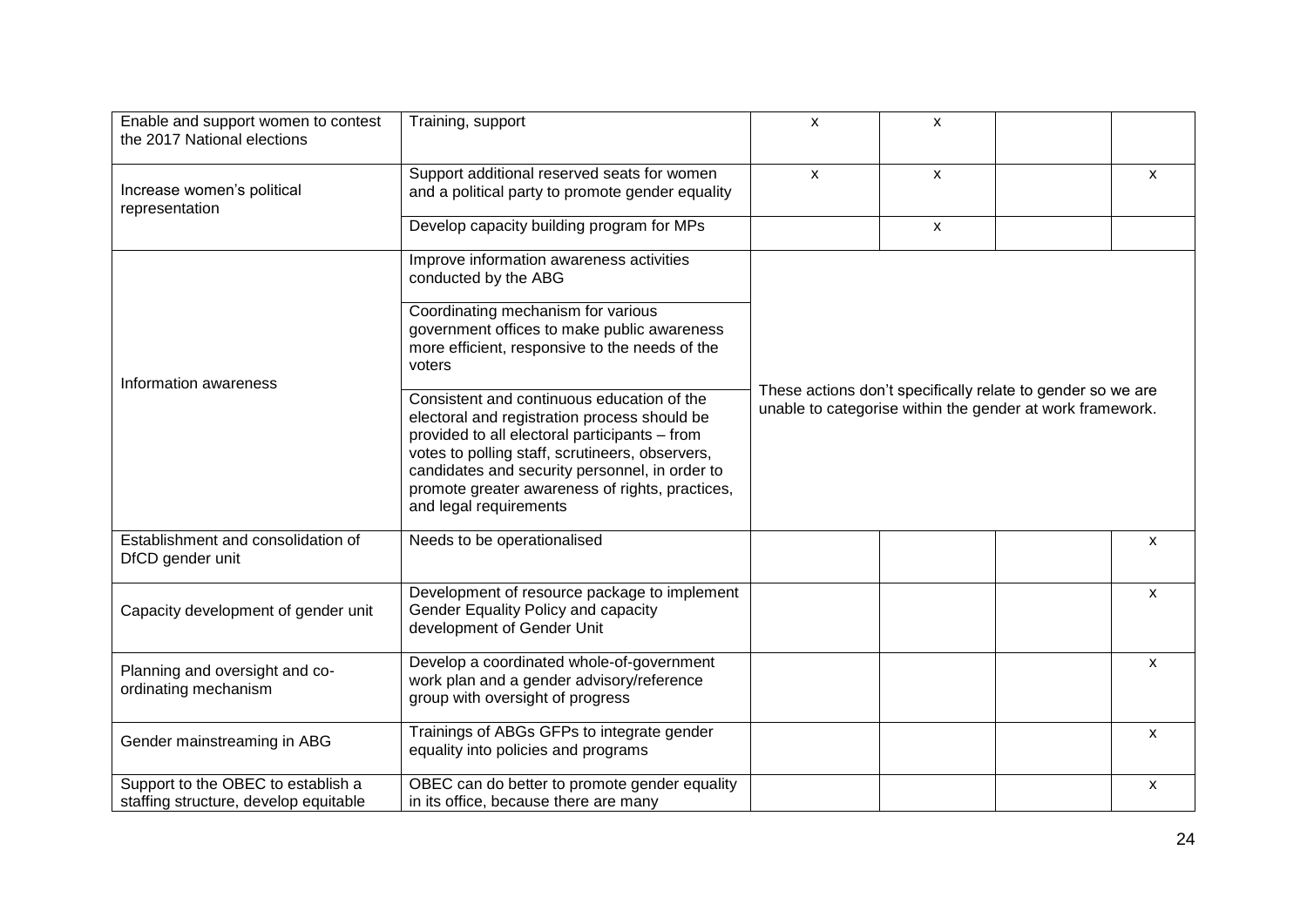| | | | | | |
|---|---|---|---|---|---|
| Enable and support women to contest the 2017 National elections | Training, support | x | x | | |
| Increase women's political representation | Support additional reserved seats for women and a political party to promote gender equality | x | x | | x |
| | Develop capacity building program for MPs | | x | | |
| Information awareness | Improve information awareness activities conducted by the ABG | These actions don't specifically relate to gender so we are unable to categorise within the gender at work framework. | | | |
| | Coordinating mechanism for various government offices to make public awareness more efficient, responsive to the needs of the voters | | | | |
| | Consistent and continuous education of the electoral and registration process should be provided to all electoral participants – from votes to polling staff, scrutineers, observers, candidates and security personnel, in order to promote greater awareness of rights, practices, and legal requirements | | | | |
| Establishment and consolidation of DfCD gender unit | Needs to be operationalised | | | | x |
| Capacity development of gender unit | Development of resource package to implement Gender Equality Policy and capacity development of Gender Unit | | | | x |
| Planning and oversight and co-ordinating mechanism | Develop a coordinated whole-of-government work plan and a gender advisory/reference group with oversight of progress | | | | x |
| Gender mainstreaming in ABG | Trainings of ABGs GFPs to integrate gender equality into policies and programs | | | | x |
| Support to the OBEC to establish a staffing structure, develop equitable | OBEC can do better to promote gender equality in its office, because there are many | | | | x |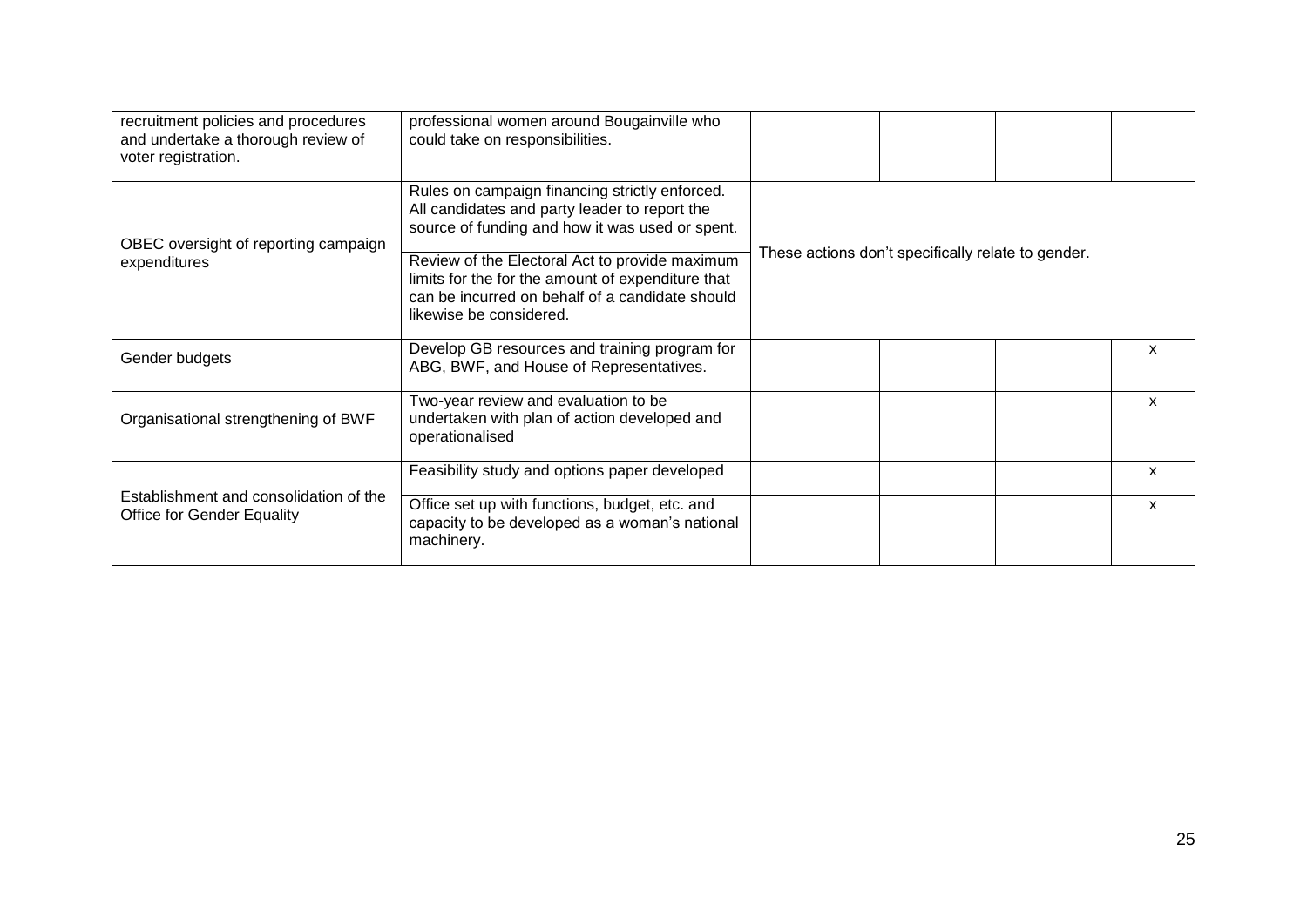| | | | | | |
|---|---|---|---|---|---|
| recruitment policies and procedures and undertake a thorough review of voter registration. | professional women around Bougainville who could take on responsibilities. | | | | |
| OBEC oversight of reporting campaign expenditures | Rules on campaign financing strictly enforced. All candidates and party leader to report the source of funding and how it was used or spent. | These actions don't specifically relate to gender. | | | |
| | Review of the Electoral Act to provide maximum limits for the for the amount of expenditure that can be incurred on behalf of a candidate should likewise be considered. | | | | |
| Gender budgets | Develop GB resources and training program for ABG, BWF, and House of Representatives. | | | | x |
| Organisational strengthening of BWF | Two-year review and evaluation to be undertaken with plan of action developed and operationalised | | | | x |
| Establishment and consolidation of the Office for Gender Equality | Feasibility study and options paper developed | | | | x |
| | Office set up with functions, budget, etc. and capacity to be developed as a woman's national machinery. | | | | x |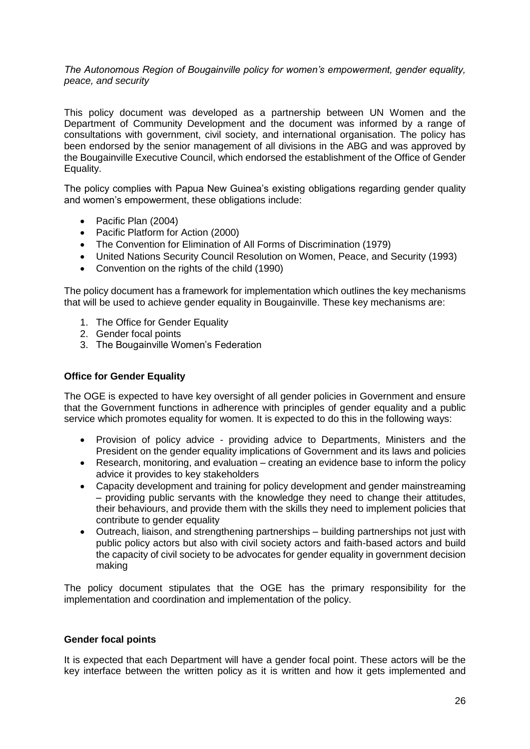*The Autonomous Region of Bougainville policy for women's empowerment, gender equality, peace, and security*

This policy document was developed as a partnership between UN Women and the Department of Community Development and the document was informed by a range of consultations with government, civil society, and international organisation. The policy has been endorsed by the senior management of all divisions in the ABG and was approved by the Bougainville Executive Council, which endorsed the establishment of the Office of Gender Equality.

The policy complies with Papua New Guinea's existing obligations regarding gender quality and women's empowerment, these obligations include:

- Pacific Plan (2004)
- Pacific Platform for Action (2000)
- The Convention for Elimination of All Forms of Discrimination (1979)
- United Nations Security Council Resolution on Women, Peace, and Security (1993)
- Convention on the rights of the child (1990)

The policy document has a framework for implementation which outlines the key mechanisms that will be used to achieve gender equality in Bougainville. These key mechanisms are:

1. The Office for Gender Equality
2. Gender focal points
3. The Bougainville Women's Federation

**Office for Gender Equality**

The OGE is expected to have key oversight of all gender policies in Government and ensure that the Government functions in adherence with principles of gender equality and a public service which promotes equality for women. It is expected to do this in the following ways:

- Provision of policy advice - providing advice to Departments, Ministers and the President on the gender equality implications of Government and its laws and policies
- Research, monitoring, and evaluation – creating an evidence base to inform the policy advice it provides to key stakeholders
- Capacity development and training for policy development and gender mainstreaming – providing public servants with the knowledge they need to change their attitudes, their behaviours, and provide them with the skills they need to implement policies that contribute to gender equality
- Outreach, liaison, and strengthening partnerships – building partnerships not just with public policy actors but also with civil society actors and faith-based actors and build the capacity of civil society to be advocates for gender equality in government decision making

The policy document stipulates that the OGE has the primary responsibility for the implementation and coordination and implementation of the policy.

**Gender focal points**

It is expected that each Department will have a gender focal point. These actors will be the key interface between the written policy as it is written and how it gets implemented and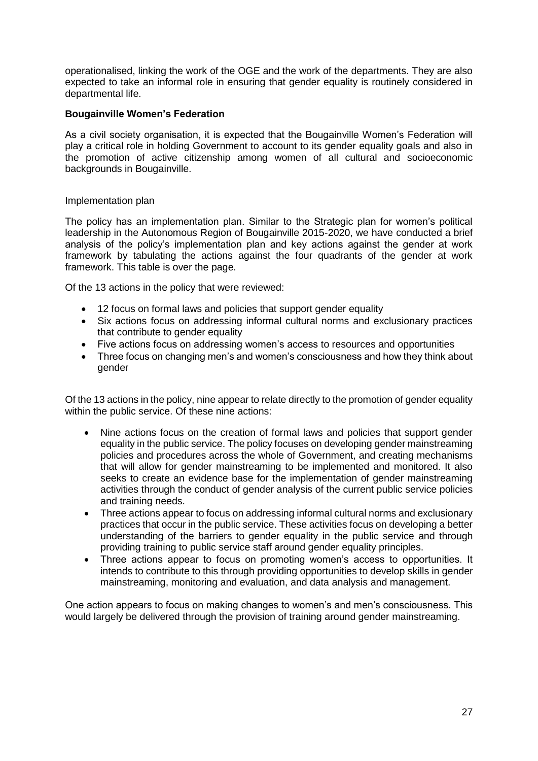operationalised, linking the work of the OGE and the work of the departments. They are also expected to take an informal role in ensuring that gender equality is routinely considered in departmental life.

**Bougainville Women's Federation**

As a civil society organisation, it is expected that the Bougainville Women's Federation will play a critical role in holding Government to account to its gender equality goals and also in the promotion of active citizenship among women of all cultural and socioeconomic backgrounds in Bougainville.

Implementation plan

The policy has an implementation plan. Similar to the Strategic plan for women's political leadership in the Autonomous Region of Bougainville 2015-2020, we have conducted a brief analysis of the policy's implementation plan and key actions against the gender at work framework by tabulating the actions against the four quadrants of the gender at work framework. This table is over the page.

Of the 13 actions in the policy that were reviewed:

- 12 focus on formal laws and policies that support gender equality
- Six actions focus on addressing informal cultural norms and exclusionary practices that contribute to gender equality
- Five actions focus on addressing women's access to resources and opportunities
- Three focus on changing men's and women's consciousness and how they think about gender

Of the 13 actions in the policy, nine appear to relate directly to the promotion of gender equality within the public service. Of these nine actions:

- Nine actions focus on the creation of formal laws and policies that support gender equality in the public service. The policy focuses on developing gender mainstreaming policies and procedures across the whole of Government, and creating mechanisms that will allow for gender mainstreaming to be implemented and monitored. It also seeks to create an evidence base for the implementation of gender mainstreaming activities through the conduct of gender analysis of the current public service policies and training needs.
- Three actions appear to focus on addressing informal cultural norms and exclusionary practices that occur in the public service. These activities focus on developing a better understanding of the barriers to gender equality in the public service and through providing training to public service staff around gender equality principles.
- Three actions appear to focus on promoting women's access to opportunities. It intends to contribute to this through providing opportunities to develop skills in gender mainstreaming, monitoring and evaluation, and data analysis and management.

One action appears to focus on making changes to women's and men's consciousness. This would largely be delivered through the provision of training around gender mainstreaming.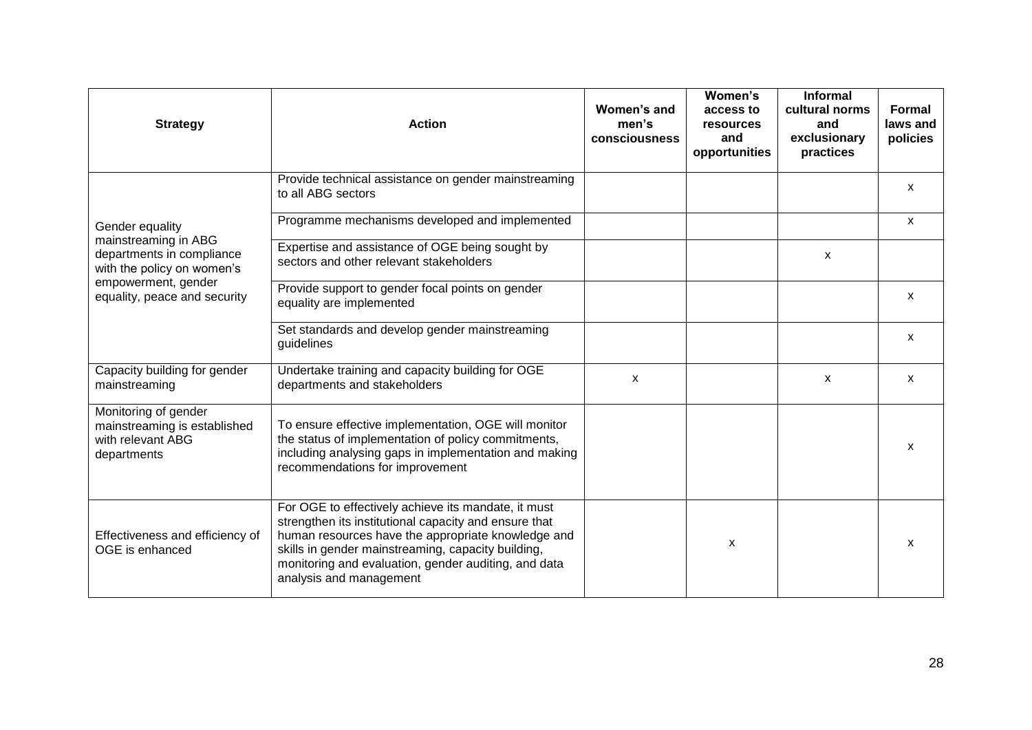| Strategy | Action | Women's and men's consciousness | Women's access to resources and opportunities | Informal cultural norms and exclusionary practices | Formal laws and policies |
|---|---|---|---|---|---|
| Gender equality mainstreaming in ABG departments in compliance with the policy on women's empowerment, gender equality, peace and security | Provide technical assistance on gender mainstreaming to all ABG sectors | | | | x |
| | Programme mechanisms developed and implemented | | | | x |
| | Expertise and assistance of OGE being sought by sectors and other relevant stakeholders | | | x | |
| | Provide support to gender focal points on gender equality are implemented | | | | x |
| | Set standards and develop gender mainstreaming guidelines | | | | x |
| Capacity building for gender mainstreaming | Undertake training and capacity building for OGE departments and stakeholders | x | | x | x |
| Monitoring of gender mainstreaming is established with relevant ABG departments | To ensure effective implementation, OGE will monitor the status of implementation of policy commitments, including analysing gaps in implementation and making recommendations for improvement | | | | x |
| Effectiveness and efficiency of OGE is enhanced | For OGE to effectively achieve its mandate, it must strengthen its institutional capacity and ensure that human resources have the appropriate knowledge and skills in gender mainstreaming, capacity building, monitoring and evaluation, gender auditing, and data analysis and management | | x | | x |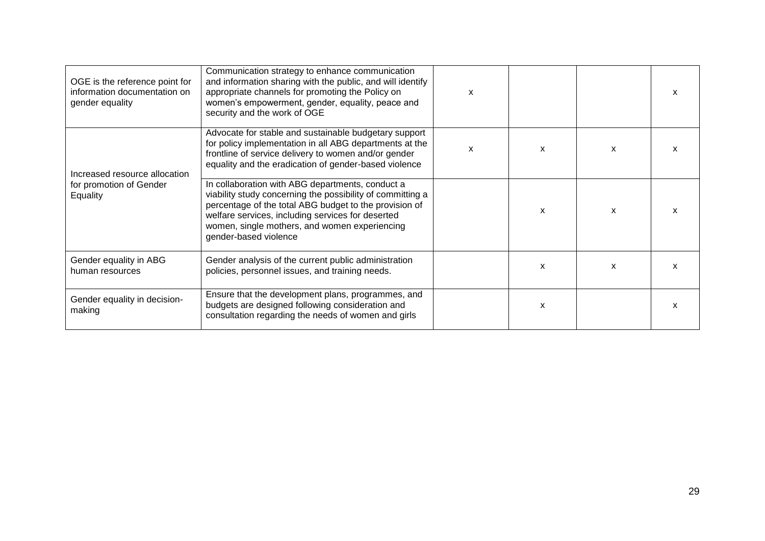| | | | | | |
|---|---|---|---|---|---|
| OGE is the reference point for information documentation on gender equality | Communication strategy to enhance communication and information sharing with the public, and will identify appropriate channels for promoting the Policy on women's empowerment, gender, equality, peace and security and the work of OGE | x | | | x |
| Increased resource allocation for promotion of Gender Equality | Advocate for stable and sustainable budgetary support for policy implementation in all ABG departments at the frontline of service delivery to women and/or gender equality and the eradication of gender-based violence | x | x | x | x |
| | In collaboration with ABG departments, conduct a viability study concerning the possibility of committing a percentage of the total ABG budget to the provision of welfare services, including services for deserted women, single mothers, and women experiencing gender-based violence | | x | x | x |
| Gender equality in ABG human resources | Gender analysis of the current public administration policies, personnel issues, and training needs. | | x | x | x |
| Gender equality in decision-making | Ensure that the development plans, programmes, and budgets are designed following consideration and consultation regarding the needs of women and girls | | x | | x |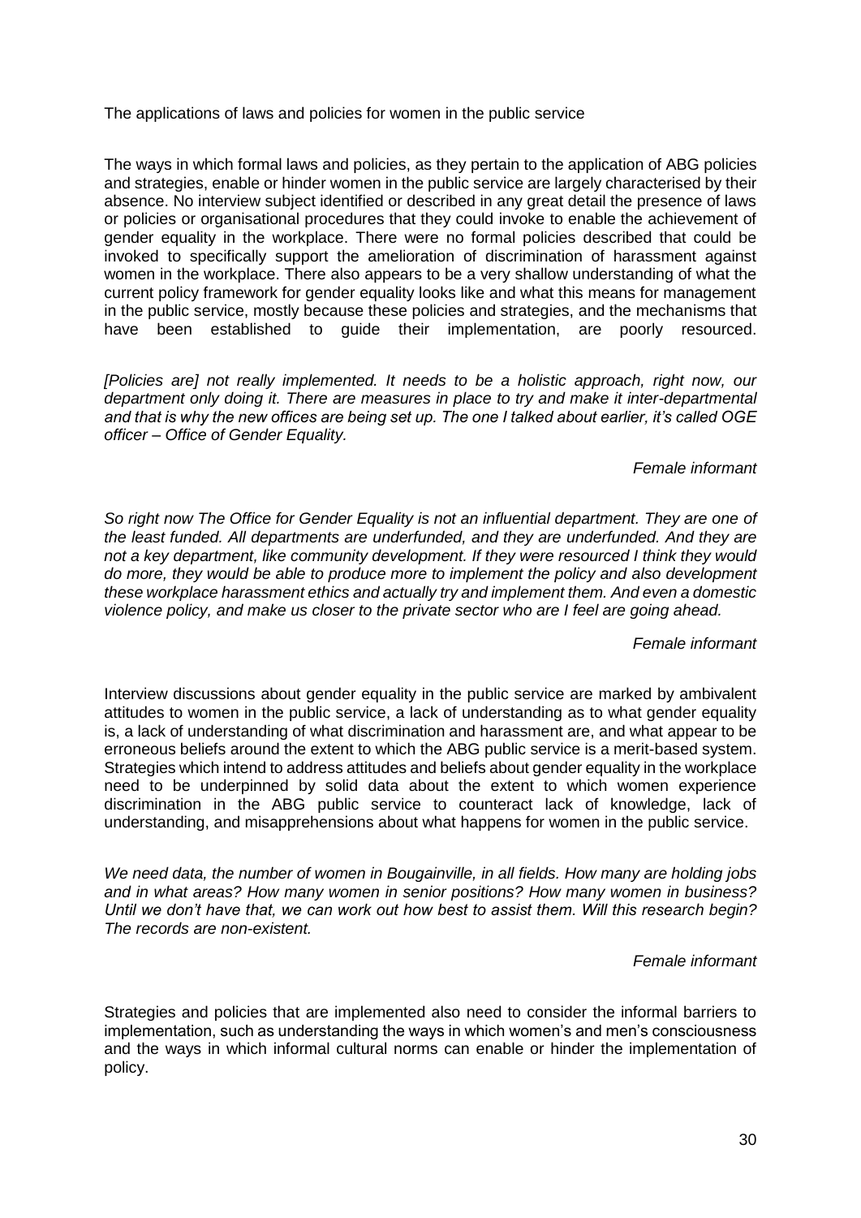The applications of laws and policies for women in the public service

The ways in which formal laws and policies, as they pertain to the application of ABG policies and strategies, enable or hinder women in the public service are largely characterised by their absence. No interview subject identified or described in any great detail the presence of laws or policies or organisational procedures that they could invoke to enable the achievement of gender equality in the workplace. There were no formal policies described that could be invoked to specifically support the amelioration of discrimination of harassment against women in the workplace. There also appears to be a very shallow understanding of what the current policy framework for gender equality looks like and what this means for management in the public service, mostly because these policies and strategies, and the mechanisms that have been established to guide their implementation, are poorly resourced.

*[Policies are] not really implemented. It needs to be a holistic approach, right now, our department only doing it. There are measures in place to try and make it inter-departmental and that is why the new offices are being set up. The one I talked about earlier, it's called OGE officer – Office of Gender Equality.*

*Female informant*

*So right now The Office for Gender Equality is not an influential department. They are one of the least funded. All departments are underfunded, and they are underfunded. And they are not a key department, like community development. If they were resourced I think they would do more, they would be able to produce more to implement the policy and also development these workplace harassment ethics and actually try and implement them. And even a domestic violence policy, and make us closer to the private sector who are I feel are going ahead.*

*Female informant*

Interview discussions about gender equality in the public service are marked by ambivalent attitudes to women in the public service, a lack of understanding as to what gender equality is, a lack of understanding of what discrimination and harassment are, and what appear to be erroneous beliefs around the extent to which the ABG public service is a merit-based system. Strategies which intend to address attitudes and beliefs about gender equality in the workplace need to be underpinned by solid data about the extent to which women experience discrimination in the ABG public service to counteract lack of knowledge, lack of understanding, and misapprehensions about what happens for women in the public service.

*We need data, the number of women in Bougainville, in all fields. How many are holding jobs and in what areas? How many women in senior positions? How many women in business? Until we don't have that, we can work out how best to assist them. Will this research begin? The records are non-existent.*

*Female informant*

Strategies and policies that are implemented also need to consider the informal barriers to implementation, such as understanding the ways in which women's and men's consciousness and the ways in which informal cultural norms can enable or hinder the implementation of policy.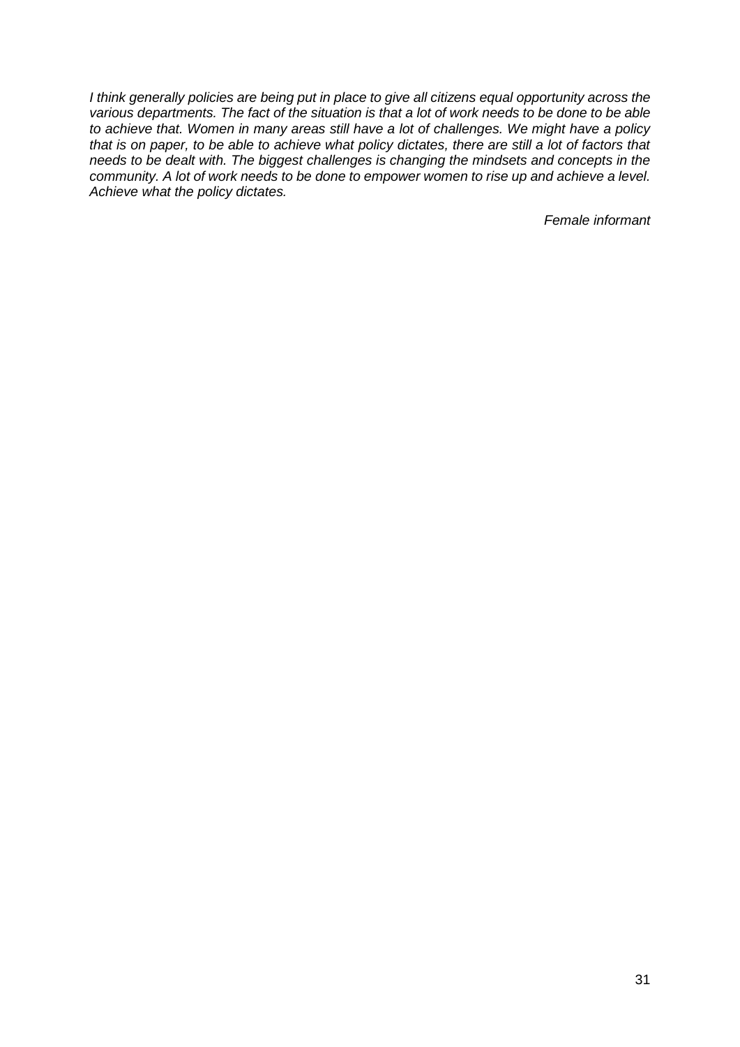*I think generally policies are being put in place to give all citizens equal opportunity across the various departments. The fact of the situation is that a lot of work needs to be done to be able to achieve that. Women in many areas still have a lot of challenges. We might have a policy that is on paper, to be able to achieve what policy dictates, there are still a lot of factors that needs to be dealt with. The biggest challenges is changing the mindsets and concepts in the community. A lot of work needs to be done to empower women to rise up and achieve a level. Achieve what the policy dictates.*

*Female informant*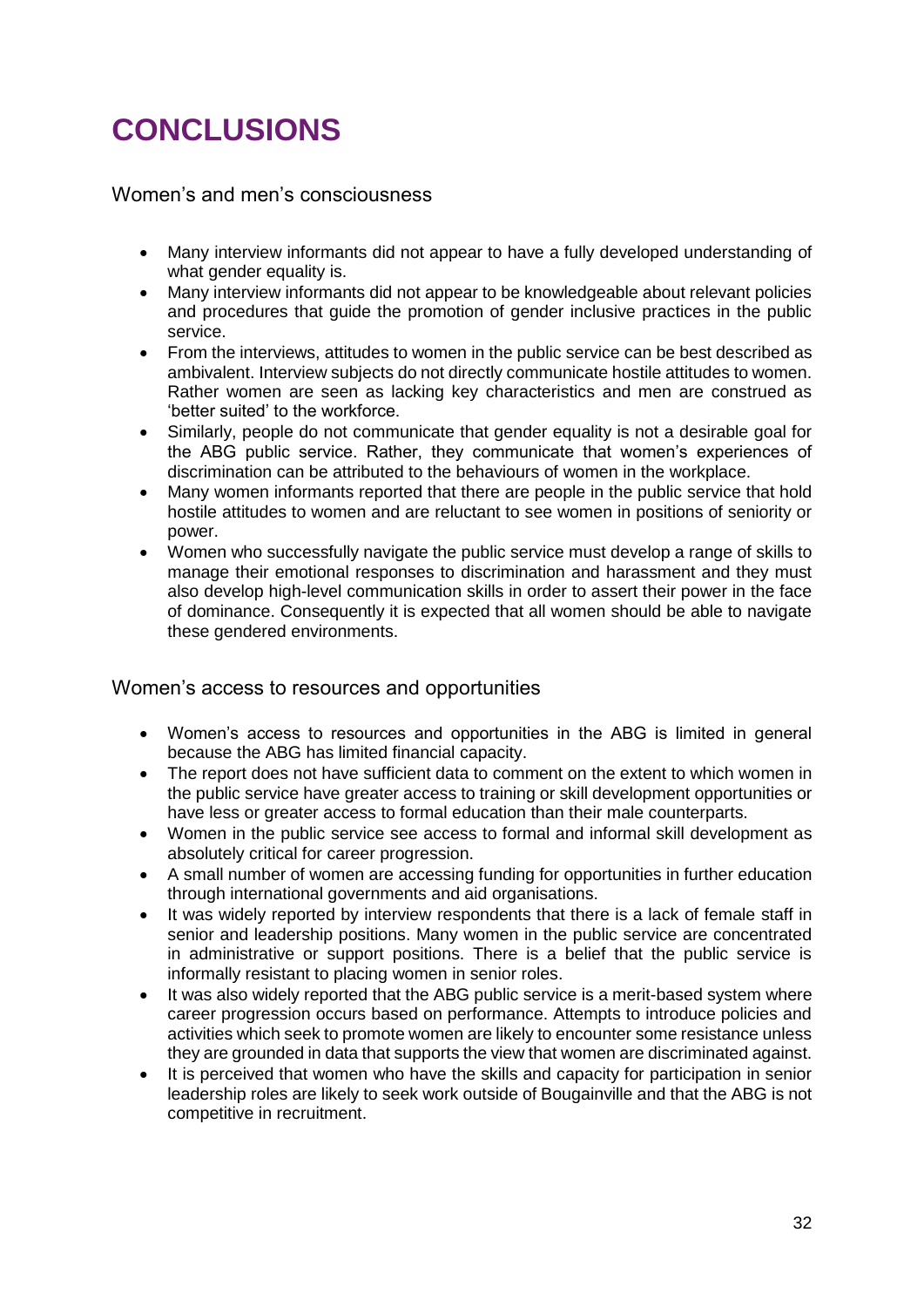# CONCLUSIONS

## Women's and men's consciousness

- Many interview informants did not appear to have a fully developed understanding of what gender equality is.
- Many interview informants did not appear to be knowledgeable about relevant policies and procedures that guide the promotion of gender inclusive practices in the public service.
- From the interviews, attitudes to women in the public service can be best described as ambivalent. Interview subjects do not directly communicate hostile attitudes to women. Rather women are seen as lacking key characteristics and men are construed as 'better suited' to the workforce.
- Similarly, people do not communicate that gender equality is not a desirable goal for the ABG public service. Rather, they communicate that women's experiences of discrimination can be attributed to the behaviours of women in the workplace.
- Many women informants reported that there are people in the public service that hold hostile attitudes to women and are reluctant to see women in positions of seniority or power.
- Women who successfully navigate the public service must develop a range of skills to manage their emotional responses to discrimination and harassment and they must also develop high-level communication skills in order to assert their power in the face of dominance. Consequently it is expected that all women should be able to navigate these gendered environments.

## Women's access to resources and opportunities

- Women's access to resources and opportunities in the ABG is limited in general because the ABG has limited financial capacity.
- The report does not have sufficient data to comment on the extent to which women in the public service have greater access to training or skill development opportunities or have less or greater access to formal education than their male counterparts.
- Women in the public service see access to formal and informal skill development as absolutely critical for career progression.
- A small number of women are accessing funding for opportunities in further education through international governments and aid organisations.
- It was widely reported by interview respondents that there is a lack of female staff in senior and leadership positions. Many women in the public service are concentrated in administrative or support positions. There is a belief that the public service is informally resistant to placing women in senior roles.
- It was also widely reported that the ABG public service is a merit-based system where career progression occurs based on performance. Attempts to introduce policies and activities which seek to promote women are likely to encounter some resistance unless they are grounded in data that supports the view that women are discriminated against.
- It is perceived that women who have the skills and capacity for participation in senior leadership roles are likely to seek work outside of Bougainville and that the ABG is not competitive in recruitment.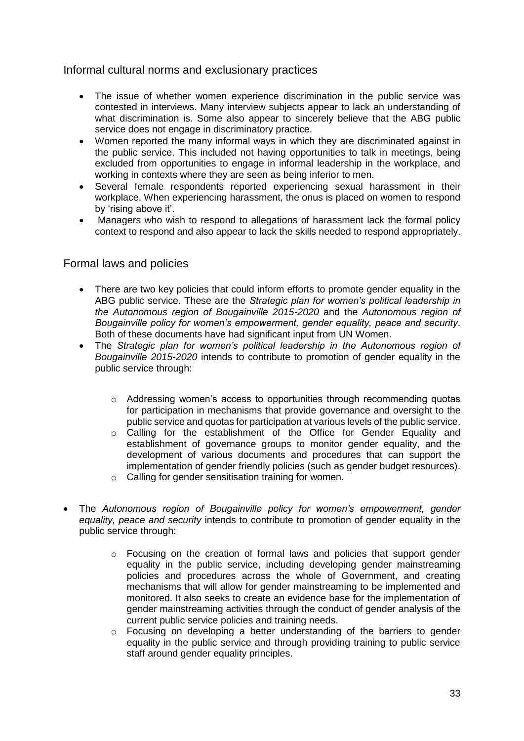## Informal cultural norms and exclusionary practices

- The issue of whether women experience discrimination in the public service was contested in interviews. Many interview subjects appear to lack an understanding of what discrimination is. Some also appear to sincerely believe that the ABG public service does not engage in discriminatory practice.
- Women reported the many informal ways in which they are discriminated against in the public service. This included not having opportunities to talk in meetings, being excluded from opportunities to engage in informal leadership in the workplace, and working in contexts where they are seen as being inferior to men.
- Several female respondents reported experiencing sexual harassment in their workplace. When experiencing harassment, the onus is placed on women to respond by 'rising above it'.
- Managers who wish to respond to allegations of harassment lack the formal policy context to respond and also appear to lack the skills needed to respond appropriately.

## Formal laws and policies

- There are two key policies that could inform efforts to promote gender equality in the ABG public service. These are the *Strategic plan for women's political leadership in the Autonomous region of Bougainville 2015-2020* and the *Autonomous region of Bougainville policy for women's empowerment, gender equality, peace and security*. Both of these documents have had significant input from UN Women.
- The *Strategic plan for women's political leadership in the Autonomous region of Bougainville 2015-2020* intends to contribute to promotion of gender equality in the public service through:
    - Addressing women's access to opportunities through recommending quotas for participation in mechanisms that provide governance and oversight to the public service and quotas for participation at various levels of the public service.
    - Calling for the establishment of the Office for Gender Equality and establishment of governance groups to monitor gender equality, and the development of various documents and procedures that can support the implementation of gender friendly policies (such as gender budget resources).
    - Calling for gender sensitisation training for women.
- The *Autonomous region of Bougainville policy for women's empowerment, gender equality, peace and security* intends to contribute to promotion of gender equality in the public service through:
    - Focusing on the creation of formal laws and policies that support gender equality in the public service, including developing gender mainstreaming policies and procedures across the whole of Government, and creating mechanisms that will allow for gender mainstreaming to be implemented and monitored. It also seeks to create an evidence base for the implementation of gender mainstreaming activities through the conduct of gender analysis of the current public service policies and training needs.
    - Focusing on developing a better understanding of the barriers to gender equality in the public service and through providing training to public service staff around gender equality principles.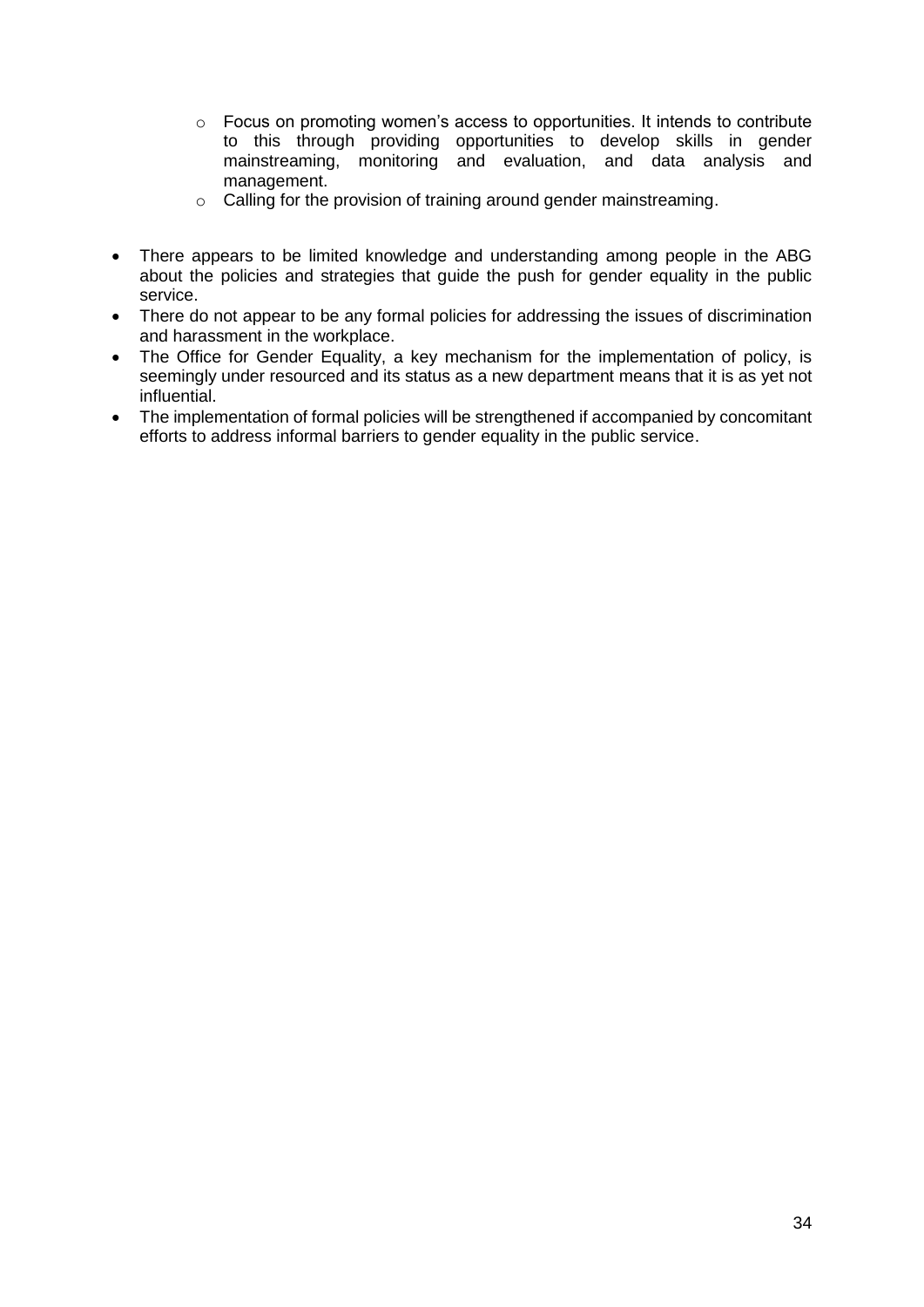- Focus on promoting women's access to opportunities. It intends to contribute to this through providing opportunities to develop skills in gender mainstreaming, monitoring and evaluation, and data analysis and management.
  - Calling for the provision of training around gender mainstreaming.

- There appears to be limited knowledge and understanding among people in the ABG about the policies and strategies that guide the push for gender equality in the public service.
- There do not appear to be any formal policies for addressing the issues of discrimination and harassment in the workplace.
- The Office for Gender Equality, a key mechanism for the implementation of policy, is seemingly under resourced and its status as a new department means that it is as yet not influential.
- The implementation of formal policies will be strengthened if accompanied by concomitant efforts to address informal barriers to gender equality in the public service.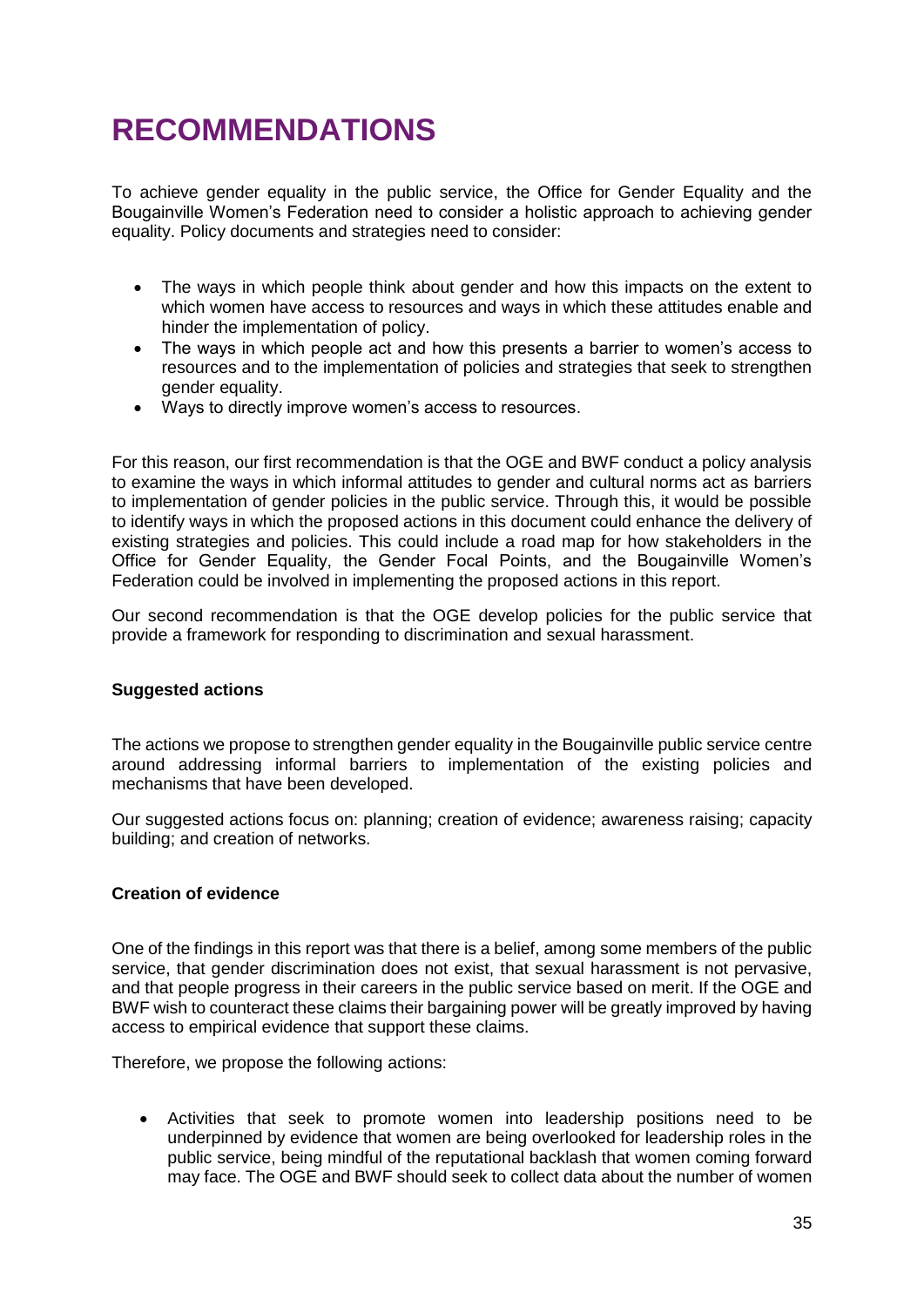# RECOMMENDATIONS

To achieve gender equality in the public service, the Office for Gender Equality and the Bougainville Women's Federation need to consider a holistic approach to achieving gender equality. Policy documents and strategies need to consider:

- The ways in which people think about gender and how this impacts on the extent to which women have access to resources and ways in which these attitudes enable and hinder the implementation of policy.
- The ways in which people act and how this presents a barrier to women's access to resources and to the implementation of policies and strategies that seek to strengthen gender equality.
- Ways to directly improve women's access to resources.

For this reason, our first recommendation is that the OGE and BWF conduct a policy analysis to examine the ways in which informal attitudes to gender and cultural norms act as barriers to implementation of gender policies in the public service. Through this, it would be possible to identify ways in which the proposed actions in this document could enhance the delivery of existing strategies and policies. This could include a road map for how stakeholders in the Office for Gender Equality, the Gender Focal Points, and the Bougainville Women's Federation could be involved in implementing the proposed actions in this report.

Our second recommendation is that the OGE develop policies for the public service that provide a framework for responding to discrimination and sexual harassment.

**Suggested actions**

The actions we propose to strengthen gender equality in the Bougainville public service centre around addressing informal barriers to implementation of the existing policies and mechanisms that have been developed.

Our suggested actions focus on: planning; creation of evidence; awareness raising; capacity building; and creation of networks.

**Creation of evidence**

One of the findings in this report was that there is a belief, among some members of the public service, that gender discrimination does not exist, that sexual harassment is not pervasive, and that people progress in their careers in the public service based on merit. If the OGE and BWF wish to counteract these claims their bargaining power will be greatly improved by having access to empirical evidence that support these claims.

Therefore, we propose the following actions:

- Activities that seek to promote women into leadership positions need to be underpinned by evidence that women are being overlooked for leadership roles in the public service, being mindful of the reputational backlash that women coming forward may face. The OGE and BWF should seek to collect data about the number of women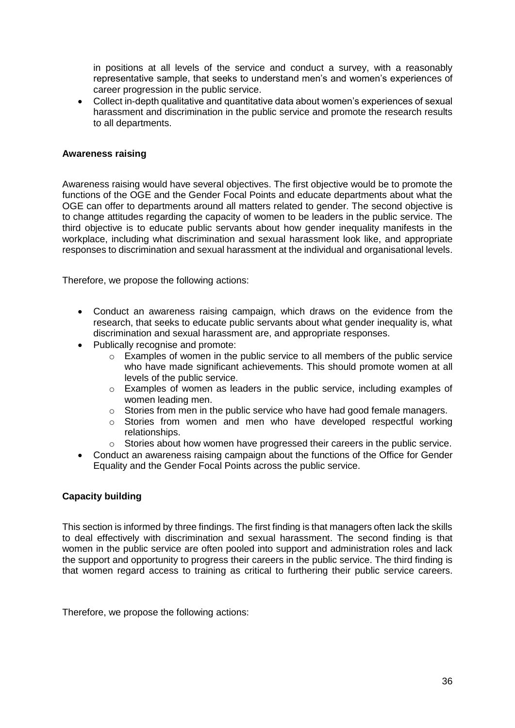in positions at all levels of the service and conduct a survey, with a reasonably representative sample, that seeks to understand men's and women's experiences of career progression in the public service.
- Collect in-depth qualitative and quantitative data about women's experiences of sexual harassment and discrimination in the public service and promote the research results to all departments.

**Awareness raising**

Awareness raising would have several objectives. The first objective would be to promote the functions of the OGE and the Gender Focal Points and educate departments about what the OGE can offer to departments around all matters related to gender. The second objective is to change attitudes regarding the capacity of women to be leaders in the public service. The third objective is to educate public servants about how gender inequality manifests in the workplace, including what discrimination and sexual harassment look like, and appropriate responses to discrimination and sexual harassment at the individual and organisational levels.

Therefore, we propose the following actions:

- Conduct an awareness raising campaign, which draws on the evidence from the research, that seeks to educate public servants about what gender inequality is, what discrimination and sexual harassment are, and appropriate responses.
- Publically recognise and promote:
  - Examples of women in the public service to all members of the public service who have made significant achievements. This should promote women at all levels of the public service.
  - Examples of women as leaders in the public service, including examples of women leading men.
  - Stories from men in the public service who have had good female managers.
  - Stories from women and men who have developed respectful working relationships.
  - Stories about how women have progressed their careers in the public service.
- Conduct an awareness raising campaign about the functions of the Office for Gender Equality and the Gender Focal Points across the public service.

**Capacity building**

This section is informed by three findings. The first finding is that managers often lack the skills to deal effectively with discrimination and sexual harassment. The second finding is that women in the public service are often pooled into support and administration roles and lack the support and opportunity to progress their careers in the public service. The third finding is that women regard access to training as critical to furthering their public service careers.

Therefore, we propose the following actions: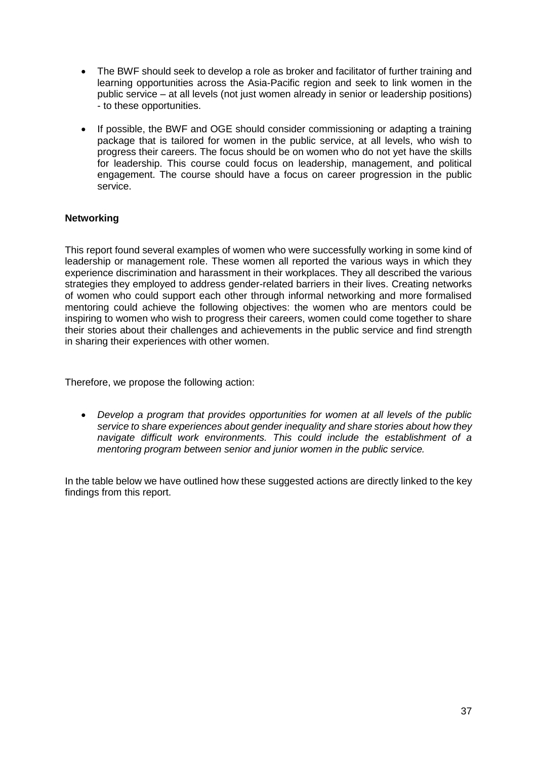- The BWF should seek to develop a role as broker and facilitator of further training and learning opportunities across the Asia-Pacific region and seek to link women in the public service – at all levels (not just women already in senior or leadership positions) - to these opportunities.
- If possible, the BWF and OGE should consider commissioning or adapting a training package that is tailored for women in the public service, at all levels, who wish to progress their careers. The focus should be on women who do not yet have the skills for leadership. This course could focus on leadership, management, and political engagement. The course should have a focus on career progression in the public service.

**Networking**

This report found several examples of women who were successfully working in some kind of leadership or management role. These women all reported the various ways in which they experience discrimination and harassment in their workplaces. They all described the various strategies they employed to address gender-related barriers in their lives. Creating networks of women who could support each other through informal networking and more formalised mentoring could achieve the following objectives: the women who are mentors could be inspiring to women who wish to progress their careers, women could come together to share their stories about their challenges and achievements in the public service and find strength in sharing their experiences with other women.

Therefore, we propose the following action:

- *Develop a program that provides opportunities for women at all levels of the public service to share experiences about gender inequality and share stories about how they navigate difficult work environments. This could include the establishment of a mentoring program between senior and junior women in the public service.*

In the table below we have outlined how these suggested actions are directly linked to the key findings from this report.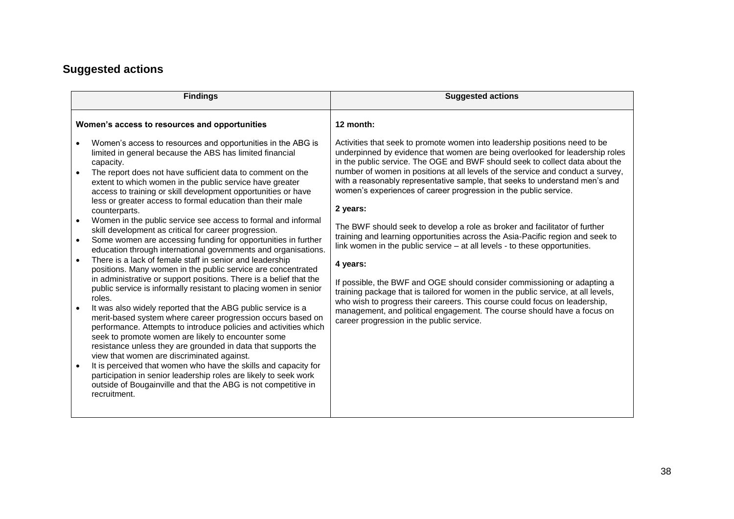## Suggested actions

| Findings | Suggested actions |
| --- | --- |
| **Women's access to resources and opportunities**<br><br>• Women's access to resources and opportunities in the ABG is limited in general because the ABS has limited financial capacity.<br>• The report does not have sufficient data to comment on the extent to which women in the public service have greater access to training or skill development opportunities or have less or greater access to formal education than their male counterparts.<br>• Women in the public service see access to formal and informal skill development as critical for career progression.<br>• Some women are accessing funding for opportunities in further education through international governments and organisations.<br>• There is a lack of female staff in senior and leadership positions. Many women in the public service are concentrated in administrative or support positions. There is a belief that the public service is informally resistant to placing women in senior roles.<br>• It was also widely reported that the ABG public service is a merit-based system where career progression occurs based on performance. Attempts to introduce policies and activities which seek to promote women are likely to encounter some resistance unless they are grounded in data that supports the view that women are discriminated against.<br>• It is perceived that women who have the skills and capacity for participation in senior leadership roles are likely to seek work outside of Bougainville and that the ABG is not competitive in recruitment. | **12 month:**<br><br>Activities that seek to promote women into leadership positions need to be underpinned by evidence that women are being overlooked for leadership roles in the public service. The OGE and BWF should seek to collect data about the number of women in positions at all levels of the service and conduct a survey, with a reasonably representative sample, that seeks to understand men's and women's experiences of career progression in the public service.<br><br>**2 years:**<br><br>The BWF should seek to develop a role as broker and facilitator of further training and learning opportunities across the Asia-Pacific region and seek to link women in the public service – at all levels - to these opportunities.<br><br>**4 years:**<br><br>If possible, the BWF and OGE should consider commissioning or adapting a training package that is tailored for women in the public service, at all levels, who wish to progress their careers. This course could focus on leadership, management, and political engagement. The course should have a focus on career progression in the public service. |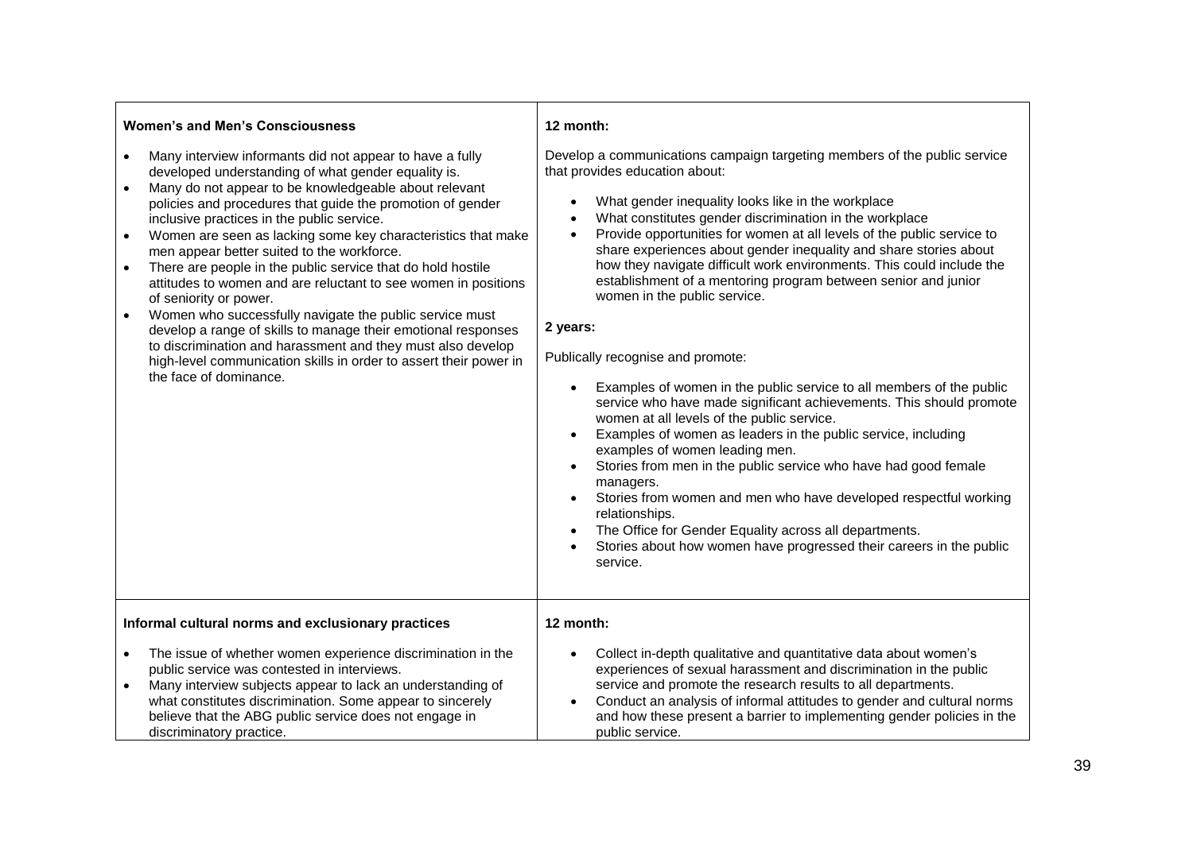| | |
|---|---|
| **Women's and Men's Consciousness**<br><br>• Many interview informants did not appear to have a fully developed understanding of what gender equality is.<br>• Many do not appear to be knowledgeable about relevant policies and procedures that guide the promotion of gender inclusive practices in the public service.<br>• Women are seen as lacking some key characteristics that make men appear better suited to the workforce.<br>• There are people in the public service that do hold hostile attitudes to women and are reluctant to see women in positions of seniority or power.<br>• Women who successfully navigate the public service must develop a range of skills to manage their emotional responses to discrimination and harassment and they must also develop high-level communication skills in order to assert their power in the face of dominance. | **12 month:**<br><br>Develop a communications campaign targeting members of the public service that provides education about:<br><br>• What gender inequality looks like in the workplace<br>• What constitutes gender discrimination in the workplace<br>• Provide opportunities for women at all levels of the public service to share experiences about gender inequality and share stories about how they navigate difficult work environments. This could include the establishment of a mentoring program between senior and junior women in the public service.<br><br>**2 years:**<br><br>Publically recognise and promote:<br><br>• Examples of women in the public service to all members of the public service who have made significant achievements. This should promote women at all levels of the public service.<br>• Examples of women as leaders in the public service, including examples of women leading men.<br>• Stories from men in the public service who have had good female managers.<br>• Stories from women and men who have developed respectful working relationships.<br>• The Office for Gender Equality across all departments.<br>• Stories about how women have progressed their careers in the public service. |
| **Informal cultural norms and exclusionary practices**<br><br>• The issue of whether women experience discrimination in the public service was contested in interviews.<br>• Many interview subjects appear to lack an understanding of what constitutes discrimination. Some appear to sincerely believe that the ABG public service does not engage in discriminatory practice. | **12 month:**<br><br>• Collect in-depth qualitative and quantitative data about women's experiences of sexual harassment and discrimination in the public service and promote the research results to all departments.<br>• Conduct an analysis of informal attitudes to gender and cultural norms and how these present a barrier to implementing gender policies in the public service. |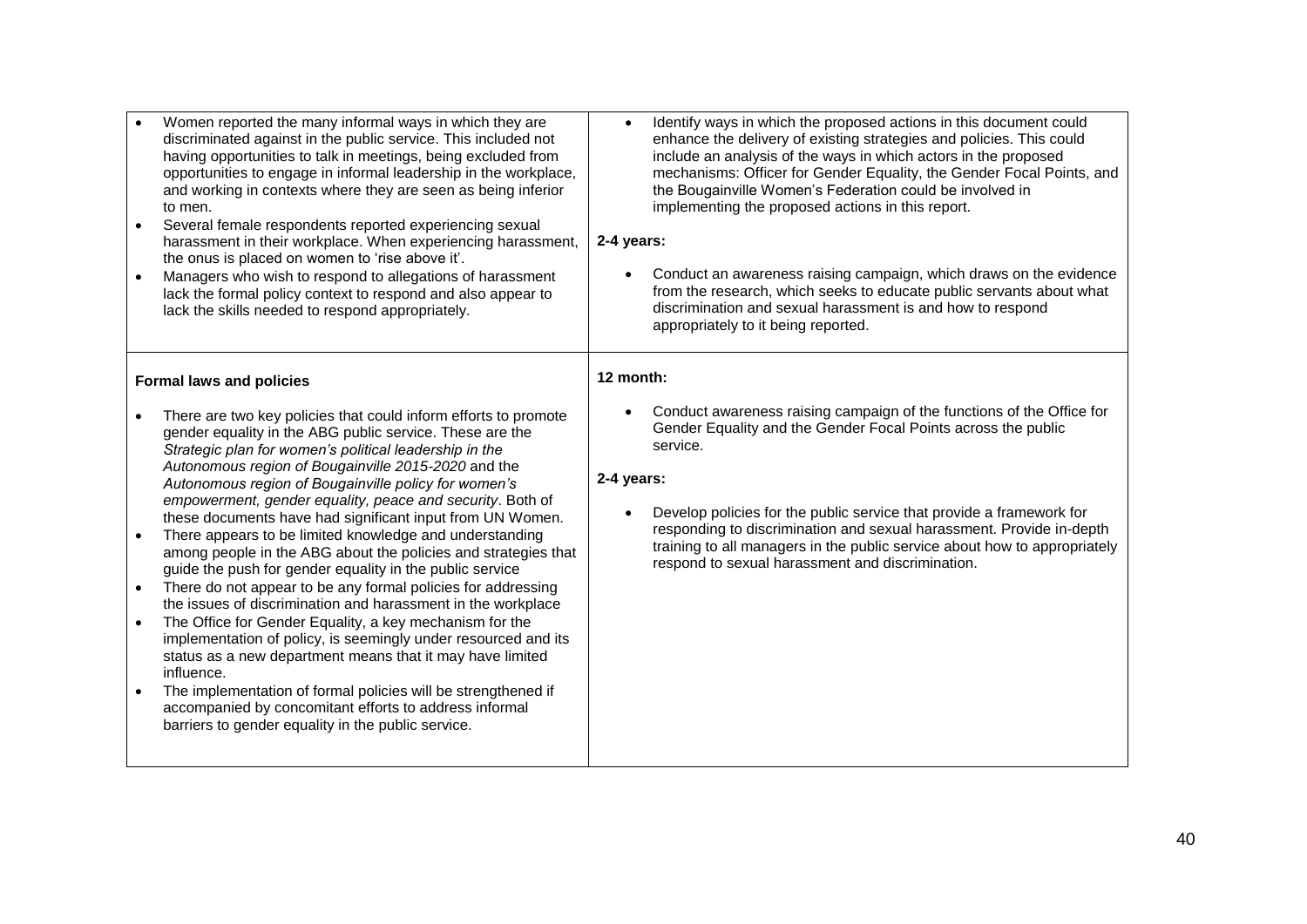| | |
|---|---|
| • Women reported the many informal ways in which they are discriminated against in the public service. This included not having opportunities to talk in meetings, being excluded from opportunities to engage in informal leadership in the workplace, and working in contexts where they are seen as being inferior to men.<br>• Several female respondents reported experiencing sexual harassment in their workplace. When experiencing harassment, the onus is placed on women to 'rise above it'.<br>• Managers who wish to respond to allegations of harassment lack the formal policy context to respond and also appear to lack the skills needed to respond appropriately. | • Identify ways in which the proposed actions in this document could enhance the delivery of existing strategies and policies. This could include an analysis of the ways in which actors in the proposed mechanisms: Officer for Gender Equality, the Gender Focal Points, and the Bougainville Women's Federation could be involved in implementing the proposed actions in this report.<br><br>**2-4 years:**<br><br>• Conduct an awareness raising campaign, which draws on the evidence from the research, which seeks to educate public servants about what discrimination and sexual harassment is and how to respond appropriately to it being reported. |
| **Formal laws and policies**<br><br>• There are two key policies that could inform efforts to promote gender equality in the ABG public service. These are the *Strategic plan for women's political leadership in the Autonomous region of Bougainville 2015-2020* and the *Autonomous region of Bougainville policy for women's empowerment, gender equality, peace and security*. Both of these documents have had significant input from UN Women.<br>• There appears to be limited knowledge and understanding among people in the ABG about the policies and strategies that guide the push for gender equality in the public service<br>• There do not appear to be any formal policies for addressing the issues of discrimination and harassment in the workplace<br>• The Office for Gender Equality, a key mechanism for the implementation of policy, is seemingly under resourced and its status as a new department means that it may have limited influence.<br>• The implementation of formal policies will be strengthened if accompanied by concomitant efforts to address informal barriers to gender equality in the public service. | **12 month:**<br><br>• Conduct awareness raising campaign of the functions of the Office for Gender Equality and the Gender Focal Points across the public service.<br><br>**2-4 years:**<br><br>• Develop policies for the public service that provide a framework for responding to discrimination and sexual harassment. Provide in-depth training to all managers in the public service about how to appropriately respond to sexual harassment and discrimination. |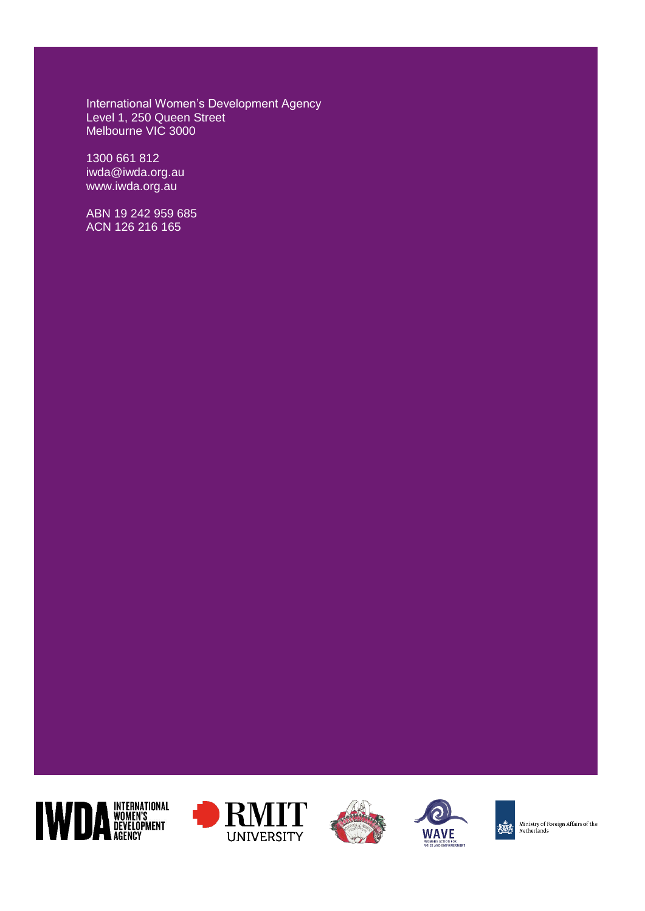International Women's Development Agency
Level 1, 250 Queen Street
Melbourne VIC 3000

1300 661 812
iwda@iwda.org.au
www.iwda.org.au

ABN 19 242 959 685
ACN 126 216 165

IWDA INTERNATIONAL WOMEN'S DEVELOPMENT AGENCY

RMIT UNIVERSITY

WAVE WOMENS ACTION FOR VOICE AND EMPOWERMENT

Ministry of Foreign Affairs of the Netherlands